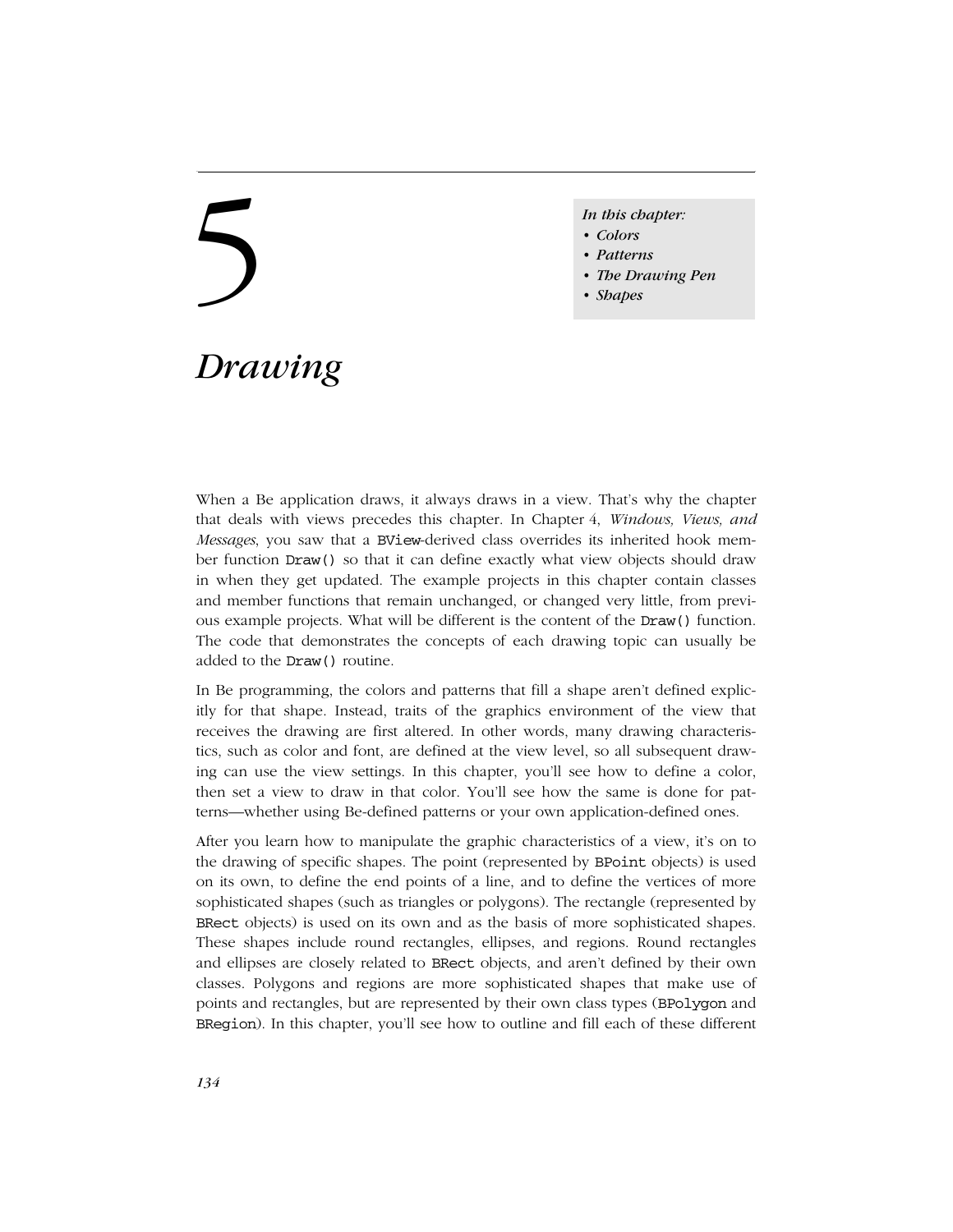# 5

*In this chapter:*
- *Colors*
- *Patterns*
- *The Drawing Pen*
- *Shapes*

# *Drawing*

When a Be application draws, it always draws in a view. That's why the chapter that deals with views precedes this chapter. In Chapter 4, *Windows, Views, and Messages*, you saw that a BView-derived class overrides its inherited hook member function Draw() so that it can define exactly what view objects should draw in when they get updated. The example projects in this chapter contain classes and member functions that remain unchanged, or changed very little, from previous example projects. What will be different is the content of the Draw() function. The code that demonstrates the concepts of each drawing topic can usually be added to the Draw() routine.

In Be programming, the colors and patterns that fill a shape aren't defined explicitly for that shape. Instead, traits of the graphics environment of the view that receives the drawing are first altered. In other words, many drawing characteristics, such as color and font, are defined at the view level, so all subsequent drawing can use the view settings. In this chapter, you'll see how to define a color, then set a view to draw in that color. You'll see how the same is done for patterns—whether using Be-defined patterns or your own application-defined ones.

After you learn how to manipulate the graphic characteristics of a view, it's on to the drawing of specific shapes. The point (represented by BPoint objects) is used on its own, to define the end points of a line, and to define the vertices of more sophisticated shapes (such as triangles or polygons). The rectangle (represented by BRect objects) is used on its own and as the basis of more sophisticated shapes. These shapes include round rectangles, ellipses, and regions. Round rectangles and ellipses are closely related to BRect objects, and aren't defined by their own classes. Polygons and regions are more sophisticated shapes that make use of points and rectangles, but are represented by their own class types (BPolygon and BRegion). In this chapter, you'll see how to outline and fill each of these different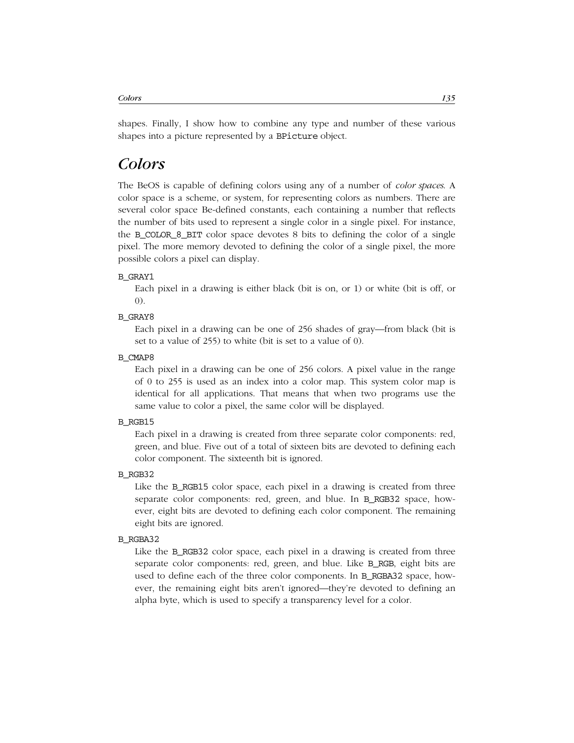shapes. Finally, I show how to combine any type and number of these various shapes into a picture represented by a `BPicture` object.

## Colors

The BeOS is capable of defining colors using any of a number of *color spaces*. A color space is a scheme, or system, for representing colors as numbers. There are several color space Be-defined constants, each containing a number that reflects the number of bits used to represent a single color in a single pixel. For instance, the `B_COLOR_8_BIT` color space devotes 8 bits to defining the color of a single pixel. The more memory devoted to defining the color of a single pixel, the more possible colors a pixel can display.

`B_GRAY1`
: Each pixel in a drawing is either black (bit is on, or 1) or white (bit is off, or 0).

`B_GRAY8`
: Each pixel in a drawing can be one of 256 shades of gray—from black (bit is set to a value of 255) to white (bit is set to a value of 0).

`B_CMAP8`
: Each pixel in a drawing can be one of 256 colors. A pixel value in the range of 0 to 255 is used as an index into a color map. This system color map is identical for all applications. That means that when two programs use the same value to color a pixel, the same color will be displayed.

`B_RGB15`
: Each pixel in a drawing is created from three separate color components: red, green, and blue. Five out of a total of sixteen bits are devoted to defining each color component. The sixteenth bit is ignored.

`B_RGB32`
: Like the `B_RGB15` color space, each pixel in a drawing is created from three separate color components: red, green, and blue. In `B_RGB32` space, however, eight bits are devoted to defining each color component. The remaining eight bits are ignored.

`B_RGBA32`
: Like the `B_RGB32` color space, each pixel in a drawing is created from three separate color components: red, green, and blue. Like `B_RGB`, eight bits are used to define each of the three color components. In `B_RGBA32` space, however, the remaining eight bits aren't ignored—they're devoted to defining an alpha byte, which is used to specify a transparency level for a color.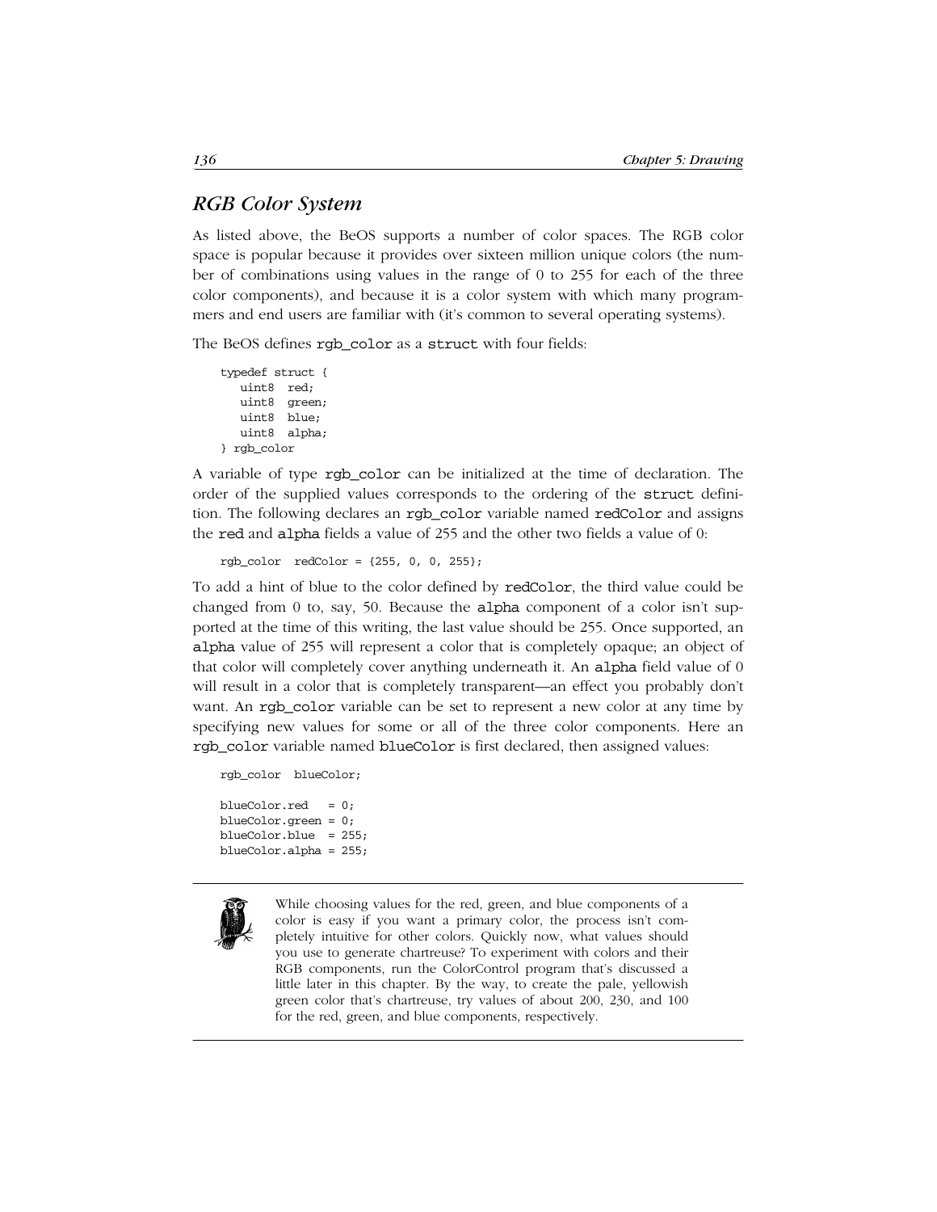## *RGB Color System*

As listed above, the BeOS supports a number of color spaces. The RGB color space is popular because it provides over sixteen million unique colors (the number of combinations using values in the range of 0 to 255 for each of the three color components), and because it is a color system with which many programmers and end users are familiar with (it's common to several operating systems).

The BeOS defines `rgb_color` as a `struct` with four fields:

```
typedef struct {
   uint8  red;
   uint8  green;
   uint8  blue;
   uint8  alpha;
} rgb_color
```

A variable of type `rgb_color` can be initialized at the time of declaration. The order of the supplied values corresponds to the ordering of the `struct` definition. The following declares an `rgb_color` variable named `redColor` and assigns the `red` and `alpha` fields a value of 255 and the other two fields a value of 0:

```
rgb_color  redColor = {255, 0, 0, 255};
```

To add a hint of blue to the color defined by `redColor`, the third value could be changed from 0 to, say, 50. Because the `alpha` component of a color isn't supported at the time of this writing, the last value should be 255. Once supported, an `alpha` value of 255 will represent a color that is completely opaque; an object of that color will completely cover anything underneath it. An `alpha` field value of 0 will result in a color that is completely transparent—an effect you probably don't want. An `rgb_color` variable can be set to represent a new color at any time by specifying new values for some or all of the three color components. Here an `rgb_color` variable named `blueColor` is first declared, then assigned values:

```
rgb_color  blueColor;

blueColor.red   = 0;
blueColor.green = 0;
blueColor.blue  = 255;
blueColor.alpha = 255;
```

---

While choosing values for the red, green, and blue components of a color is easy if you want a primary color, the process isn't completely intuitive for other colors. Quickly now, what values should you use to generate chartreuse? To experiment with colors and their RGB components, run the ColorControl program that's discussed a little later in this chapter. By the way, to create the pale, yellowish green color that's chartreuse, try values of about 200, 230, and 100 for the red, green, and blue components, respectively.

---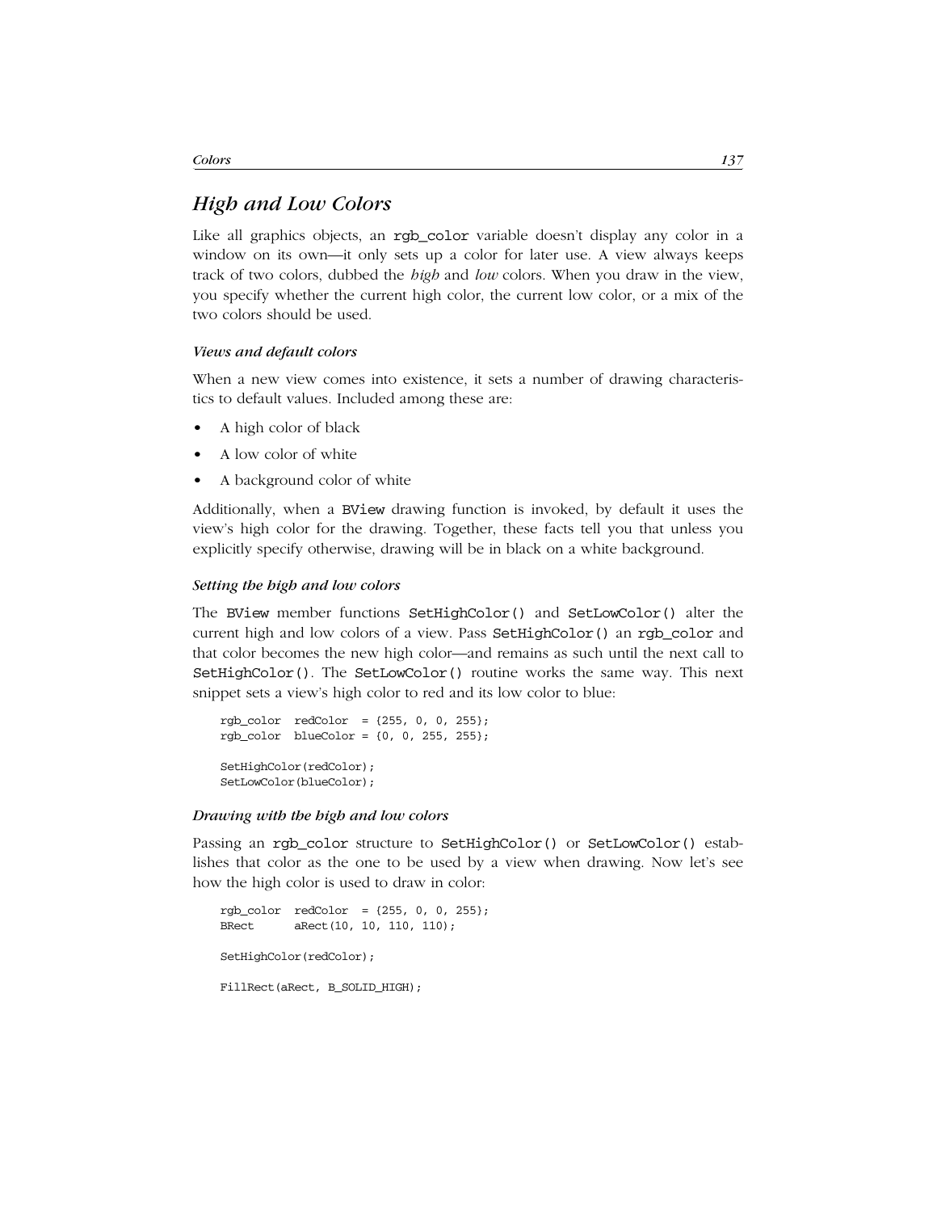## *High and Low Colors*

Like all graphics objects, an `rgb_color` variable doesn't display any color in a window on its own—it only sets up a color for later use. A view always keeps track of two colors, dubbed the *high* and *low* colors. When you draw in the view, you specify whether the current high color, the current low color, or a mix of the two colors should be used.

#### *Views and default colors*

When a new view comes into existence, it sets a number of drawing characteristics to default values. Included among these are:

- A high color of black
- A low color of white
- A background color of white

Additionally, when a `BView` drawing function is invoked, by default it uses the view's high color for the drawing. Together, these facts tell you that unless you explicitly specify otherwise, drawing will be in black on a white background.

#### *Setting the high and low colors*

The `BView` member functions `SetHighColor()` and `SetLowColor()` alter the current high and low colors of a view. Pass `SetHighColor()` an `rgb_color` and that color becomes the new high color—and remains as such until the next call to `SetHighColor()`. The `SetLowColor()` routine works the same way. This next snippet sets a view's high color to red and its low color to blue:

```
rgb_color  redColor  = {255, 0, 0, 255};
rgb_color  blueColor = {0, 0, 255, 255};

SetHighColor(redColor);
SetLowColor(blueColor);
```

#### *Drawing with the high and low colors*

Passing an `rgb_color` structure to `SetHighColor()` or `SetLowColor()` establishes that color as the one to be used by a view when drawing. Now let's see how the high color is used to draw in color:

```
rgb_color  redColor  = {255, 0, 0, 255};
BRect      aRect(10, 10, 110, 110);

SetHighColor(redColor);

FillRect(aRect, B_SOLID_HIGH);
```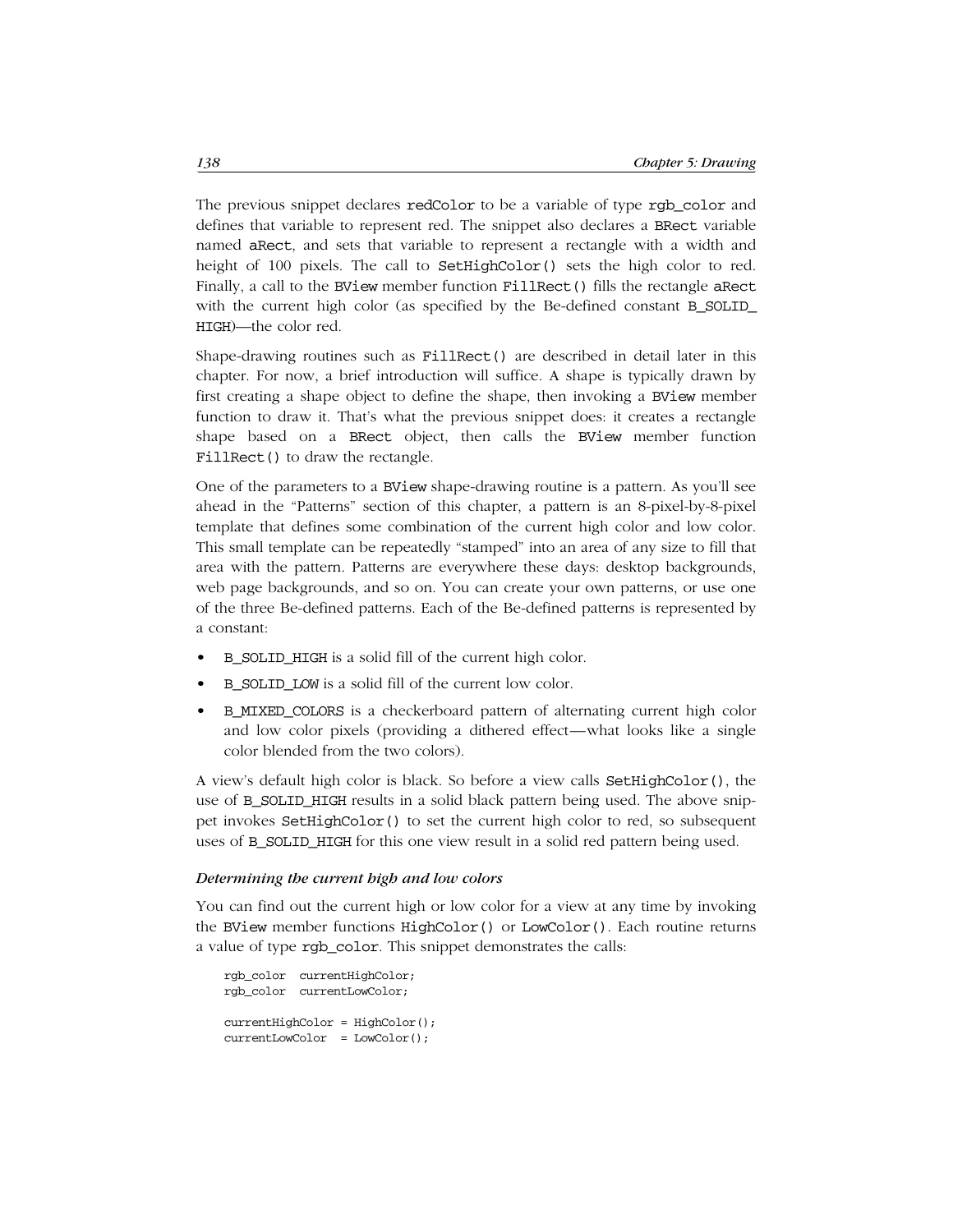The previous snippet declares redColor to be a variable of type rgb_color and defines that variable to represent red. The snippet also declares a BRect variable named aRect, and sets that variable to represent a rectangle with a width and height of 100 pixels. The call to SetHighColor() sets the high color to red. Finally, a call to the BView member function FillRect() fills the rectangle aRect with the current high color (as specified by the Be-defined constant B_SOLID_HIGH)—the color red.

Shape-drawing routines such as FillRect() are described in detail later in this chapter. For now, a brief introduction will suffice. A shape is typically drawn by first creating a shape object to define the shape, then invoking a BView member function to draw it. That's what the previous snippet does: it creates a rectangle shape based on a BRect object, then calls the BView member function FillRect() to draw the rectangle.

One of the parameters to a BView shape-drawing routine is a pattern. As you'll see ahead in the "Patterns" section of this chapter, a pattern is an 8-pixel-by-8-pixel template that defines some combination of the current high color and low color. This small template can be repeatedly "stamped" into an area of any size to fill that area with the pattern. Patterns are everywhere these days: desktop backgrounds, web page backgrounds, and so on. You can create your own patterns, or use one of the three Be-defined patterns. Each of the Be-defined patterns is represented by a constant:

- B_SOLID_HIGH is a solid fill of the current high color.
- B_SOLID_LOW is a solid fill of the current low color.
- B_MIXED_COLORS is a checkerboard pattern of alternating current high color and low color pixels (providing a dithered effect—what looks like a single color blended from the two colors).

A view's default high color is black. So before a view calls SetHighColor(), the use of B_SOLID_HIGH results in a solid black pattern being used. The above snippet invokes SetHighColor() to set the current high color to red, so subsequent uses of B_SOLID_HIGH for this one view result in a solid red pattern being used.

#### *Determining the current high and low colors*

You can find out the current high or low color for a view at any time by invoking the BView member functions HighColor() or LowColor(). Each routine returns a value of type rgb_color. This snippet demonstrates the calls:

```
rgb_color  currentHighColor;
rgb_color  currentLowColor;

currentHighColor = HighColor();
currentLowColor  = LowColor();
```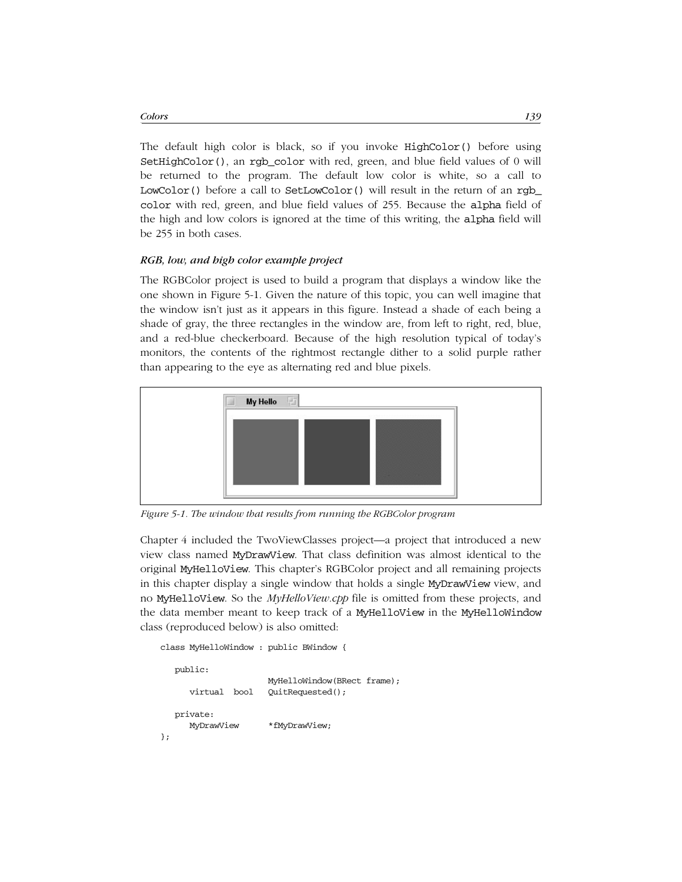The default high color is black, so if you invoke `HighColor()` before using `SetHighColor()`, an `rgb_color` with red, green, and blue field values of 0 will be returned to the program. The default low color is white, so a call to `LowColor()` before a call to `SetLowColor()` will result in the return of an `rgb_color` with red, green, and blue field values of 255. Because the `alpha` field of the high and low colors is ignored at the time of this writing, the `alpha` field will be 255 in both cases.

#### *RGB, low, and high color example project*

The RGBColor project is used to build a program that displays a window like the one shown in Figure 5-1. Given the nature of this topic, you can well imagine that the window isn't just as it appears in this figure. Instead a shade of each being a shade of gray, the three rectangles in the window are, from left to right, red, blue, and a red-blue checkerboard. Because of the high resolution typical of today's monitors, the contents of the rightmost rectangle dither to a solid purple rather than appearing to the eye as alternating red and blue pixels.

*Figure 5-1. The window that results from running the RGBColor program*

Chapter 4 included the TwoViewClasses project—a project that introduced a new view class named `MyDrawView`. That class definition was almost identical to the original `MyHelloView`. This chapter's RGBColor project and all remaining projects in this chapter display a single window that holds a single `MyDrawView` view, and no `MyHelloView`. So the *MyHelloView.cpp* file is omitted from these projects, and the data member meant to keep track of a `MyHelloView` in the `MyHelloWindow` class (reproduced below) is also omitted:

```
class MyHelloWindow : public BWindow {

   public:
                     MyHelloWindow(BRect frame);
      virtual  bool  QuitRequested();

   private:
      MyDrawView     *fMyDrawView;
};
```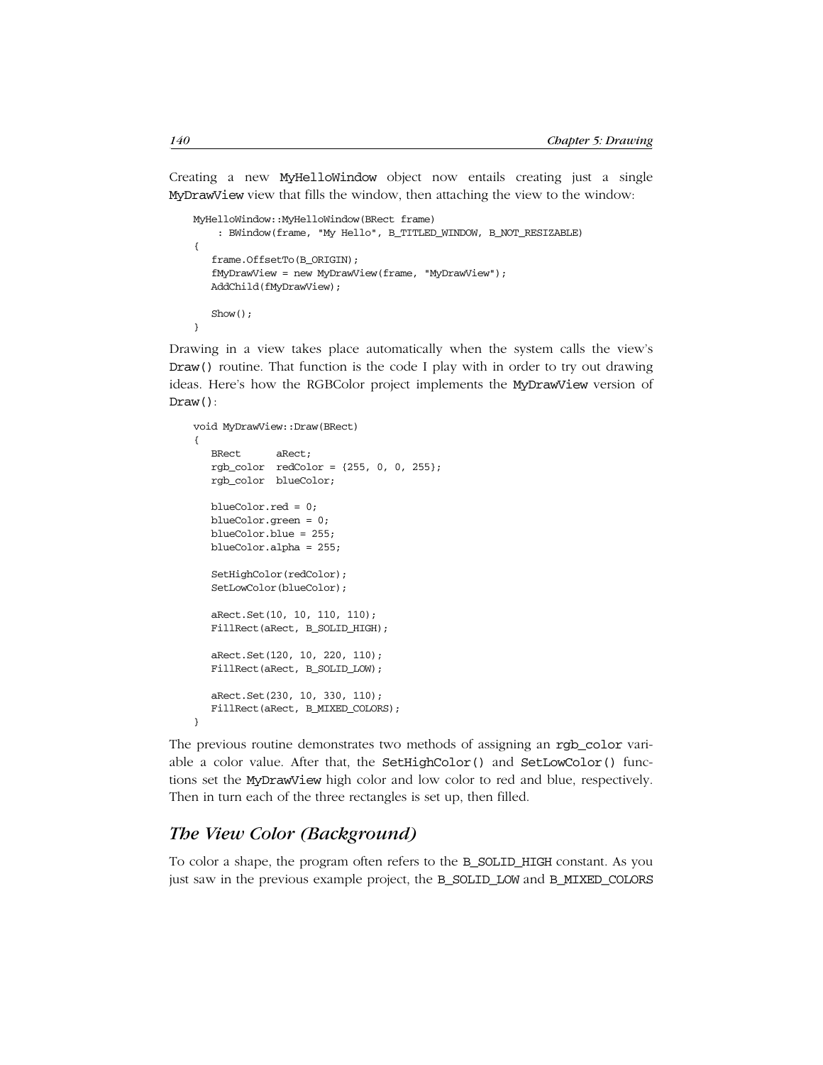Creating a new `MyHelloWindow` object now entails creating just a single `MyDrawView` view that fills the window, then attaching the view to the window:

```
MyHelloWindow::MyHelloWindow(BRect frame)
     : BWindow(frame, "My Hello", B_TITLED_WINDOW, B_NOT_RESIZABLE)
{
   frame.OffsetTo(B_ORIGIN);
   fMyDrawView = new MyDrawView(frame, "MyDrawView");
   AddChild(fMyDrawView);

   Show();
}
```

Drawing in a view takes place automatically when the system calls the view's `Draw()` routine. That function is the code I play with in order to try out drawing ideas. Here's how the RGBColor project implements the `MyDrawView` version of `Draw()`:

```
void MyDrawView::Draw(BRect)
{
   BRect      aRect;
   rgb_color  redColor = {255, 0, 0, 255};
   rgb_color  blueColor;

   blueColor.red = 0;
   blueColor.green = 0;
   blueColor.blue = 255;
   blueColor.alpha = 255;

   SetHighColor(redColor);
   SetLowColor(blueColor);

   aRect.Set(10, 10, 110, 110);
   FillRect(aRect, B_SOLID_HIGH);

   aRect.Set(120, 10, 220, 110);
   FillRect(aRect, B_SOLID_LOW);

   aRect.Set(230, 10, 330, 110);
   FillRect(aRect, B_MIXED_COLORS);
}
```

The previous routine demonstrates two methods of assigning an `rgb_color` variable a color value. After that, the `SetHighColor()` and `SetLowColor()` functions set the `MyDrawView` high color and low color to red and blue, respectively. Then in turn each of the three rectangles is set up, then filled.

## *The View Color (Background)*

To color a shape, the program often refers to the `B_SOLID_HIGH` constant. As you just saw in the previous example project, the `B_SOLID_LOW` and `B_MIXED_COLORS`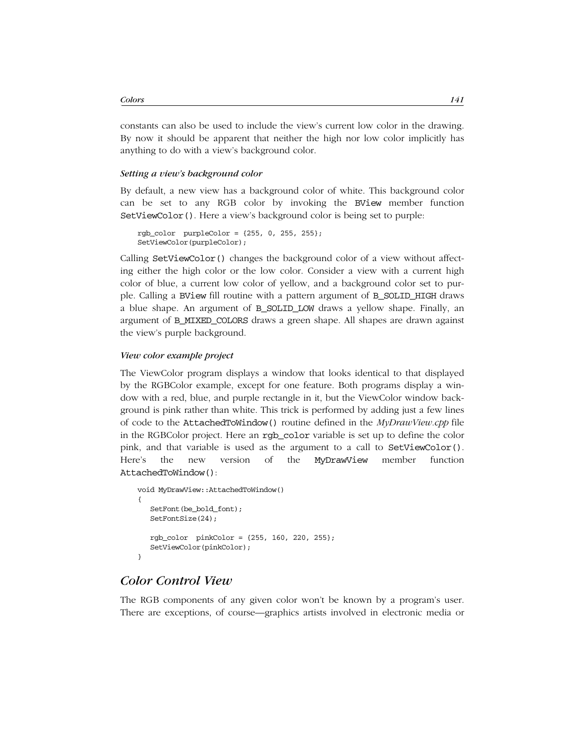constants can also be used to include the view's current low color in the drawing. By now it should be apparent that neither the high nor low color implicitly has anything to do with a view's background color.

#### *Setting a view's background color*

By default, a new view has a background color of white. This background color can be set to any RGB color by invoking the BView member function SetViewColor(). Here a view's background color is being set to purple:

```
rgb_color  purpleColor = {255, 0, 255, 255};
SetViewColor(purpleColor);
```

Calling SetViewColor() changes the background color of a view without affecting either the high color or the low color. Consider a view with a current high color of blue, a current low color of yellow, and a background color set to purple. Calling a BView fill routine with a pattern argument of B_SOLID_HIGH draws a blue shape. An argument of B_SOLID_LOW draws a yellow shape. Finally, an argument of B_MIXED_COLORS draws a green shape. All shapes are drawn against the view's purple background.

#### *View color example project*

The ViewColor program displays a window that looks identical to that displayed by the RGBColor example, except for one feature. Both programs display a window with a red, blue, and purple rectangle in it, but the ViewColor window background is pink rather than white. This trick is performed by adding just a few lines of code to the AttachedToWindow() routine defined in the *MyDrawView.cpp* file in the RGBColor project. Here an rgb_color variable is set up to define the color pink, and that variable is used as the argument to a call to SetViewColor(). Here's the new version of the MyDrawView member function AttachedToWindow():

```
void MyDrawView::AttachedToWindow()
{
   SetFont(be_bold_font);
   SetFontSize(24);

   rgb_color  pinkColor = {255, 160, 220, 255};
   SetViewColor(pinkColor);
}
```

## *Color Control View*

The RGB components of any given color won't be known by a program's user. There are exceptions, of course—graphics artists involved in electronic media or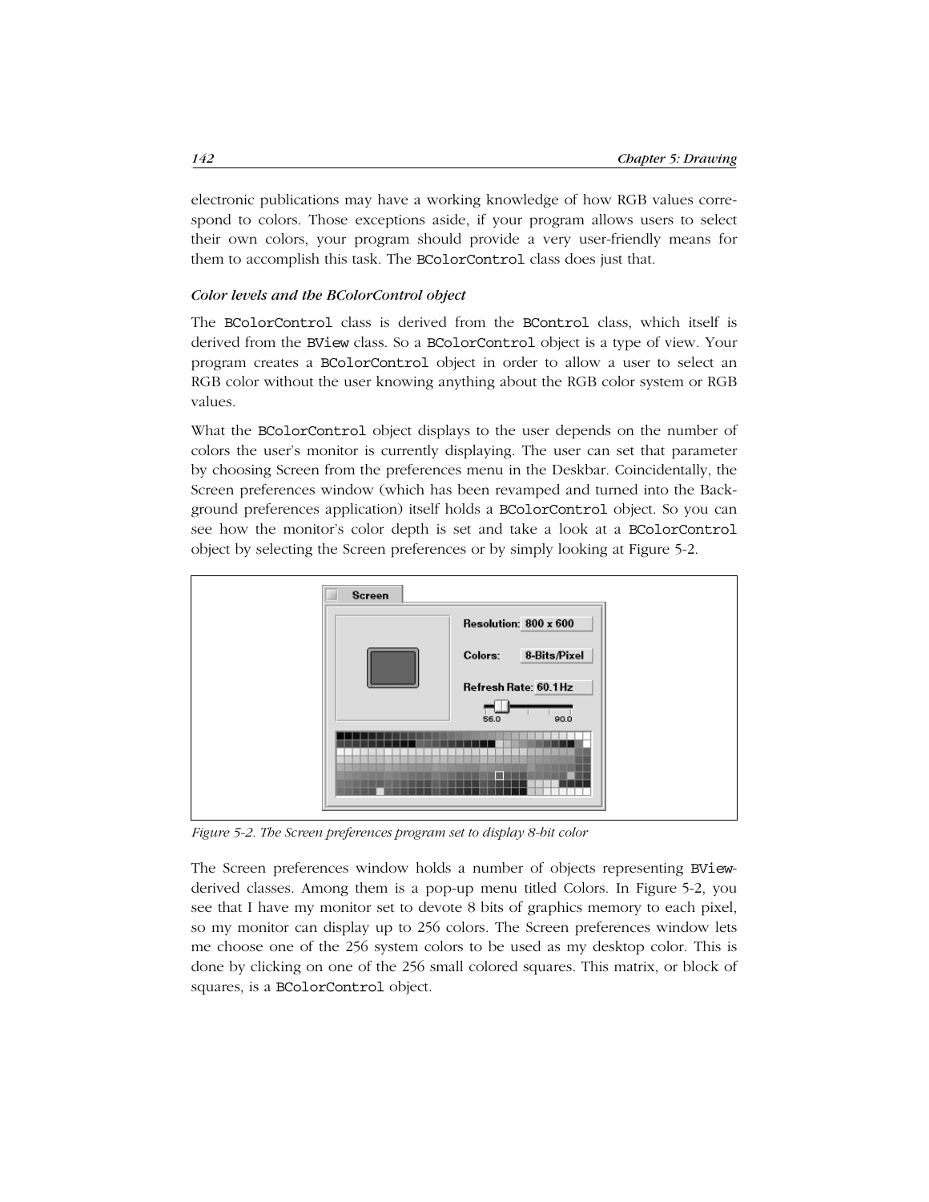electronic publications may have a working knowledge of how RGB values correspond to colors. Those exceptions aside, if your program allows users to select their own colors, your program should provide a very user-friendly means for them to accomplish this task. The `BColorControl` class does just that.

#### *Color levels and the BColorControl object*

The `BColorControl` class is derived from the `BControl` class, which itself is derived from the `BView` class. So a `BColorControl` object is a type of view. Your program creates a `BColorControl` object in order to allow a user to select an RGB color without the user knowing anything about the RGB color system or RGB values.

What the `BColorControl` object displays to the user depends on the number of colors the user's monitor is currently displaying. The user can set that parameter by choosing Screen from the preferences menu in the Deskbar. Coincidentally, the Screen preferences window (which has been revamped and turned into the Background preferences application) itself holds a `BColorControl` object. So you can see how the monitor's color depth is set and take a look at a `BColorControl` object by selecting the Screen preferences or by simply looking at Figure 5-2.

*Figure 5-2. The Screen preferences program set to display 8-bit color*

The Screen preferences window holds a number of objects representing `BView`-derived classes. Among them is a pop-up menu titled Colors. In Figure 5-2, you see that I have my monitor set to devote 8 bits of graphics memory to each pixel, so my monitor can display up to 256 colors. The Screen preferences window lets me choose one of the 256 system colors to be used as my desktop color. This is done by clicking on one of the 256 small colored squares. This matrix, or block of squares, is a `BColorControl` object.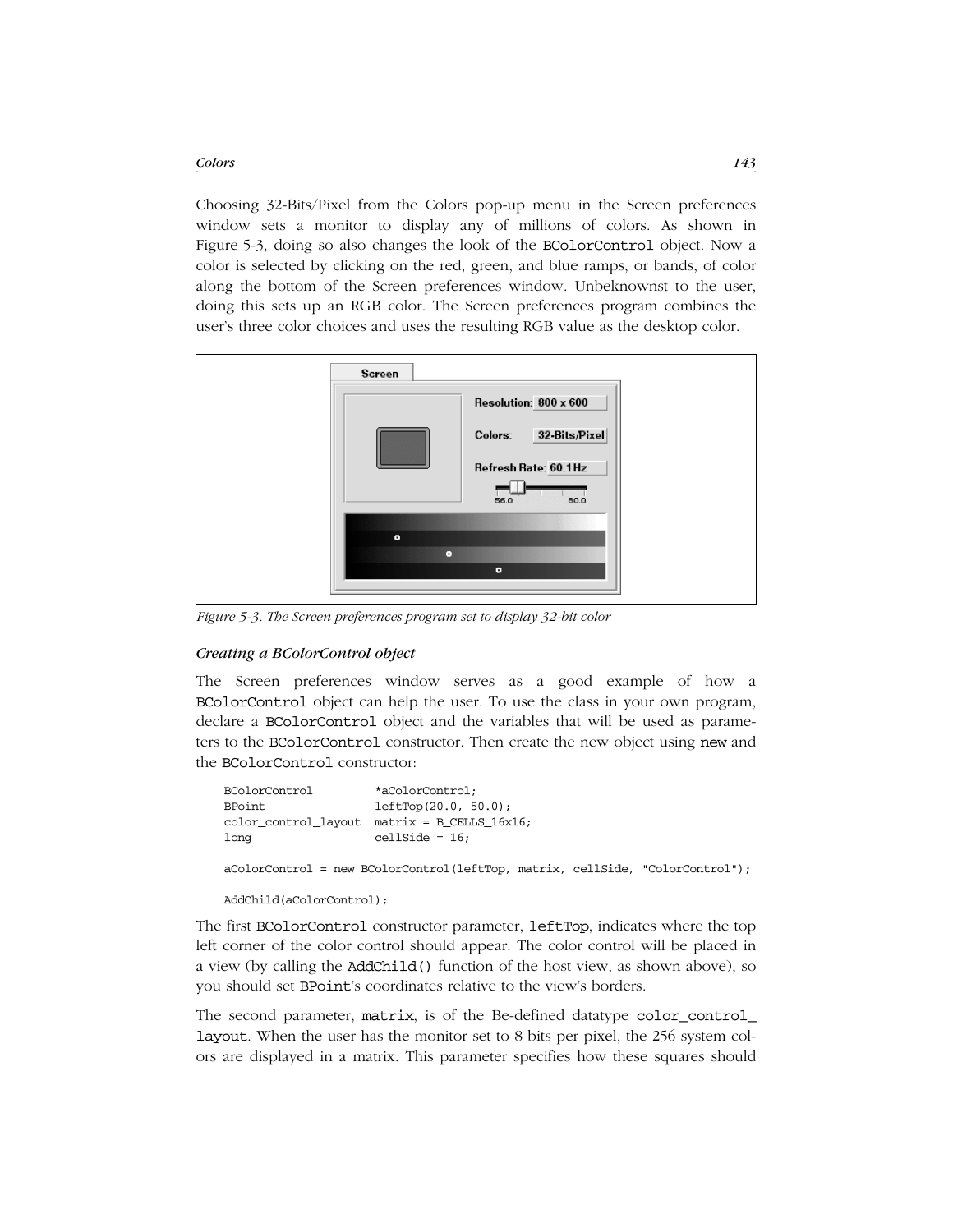Choosing 32-Bits/Pixel from the Colors pop-up menu in the Screen preferences window sets a monitor to display any of millions of colors. As shown in Figure 5-3, doing so also changes the look of the `BColorControl` object. Now a color is selected by clicking on the red, green, and blue ramps, or bands, of color along the bottom of the Screen preferences window. Unbeknownst to the user, doing this sets up an RGB color. The Screen preferences program combines the user's three color choices and uses the resulting RGB value as the desktop color.

*Figure 5-3. The Screen preferences program set to display 32-bit color*

#### *Creating a BColorControl object*

The Screen preferences window serves as a good example of how a `BColorControl` object can help the user. To use the class in your own program, declare a `BColorControl` object and the variables that will be used as parameters to the `BColorControl` constructor. Then create the new object using `new` and the `BColorControl` constructor:

```
BColorControl         *aColorControl;
BPoint                leftTop(20.0, 50.0);
color_control_layout  matrix = B_CELLS_16x16;
long                  cellSide = 16;

aColorControl = new BColorControl(leftTop, matrix, cellSide, "ColorControl");

AddChild(aColorControl);
```

The first `BColorControl` constructor parameter, `leftTop`, indicates where the top left corner of the color control should appear. The color control will be placed in a view (by calling the `AddChild()` function of the host view, as shown above), so you should set `BPoint`'s coordinates relative to the view's borders.

The second parameter, `matrix`, is of the Be-defined datatype `color_control_layout`. When the user has the monitor set to 8 bits per pixel, the 256 system colors are displayed in a matrix. This parameter specifies how these squares should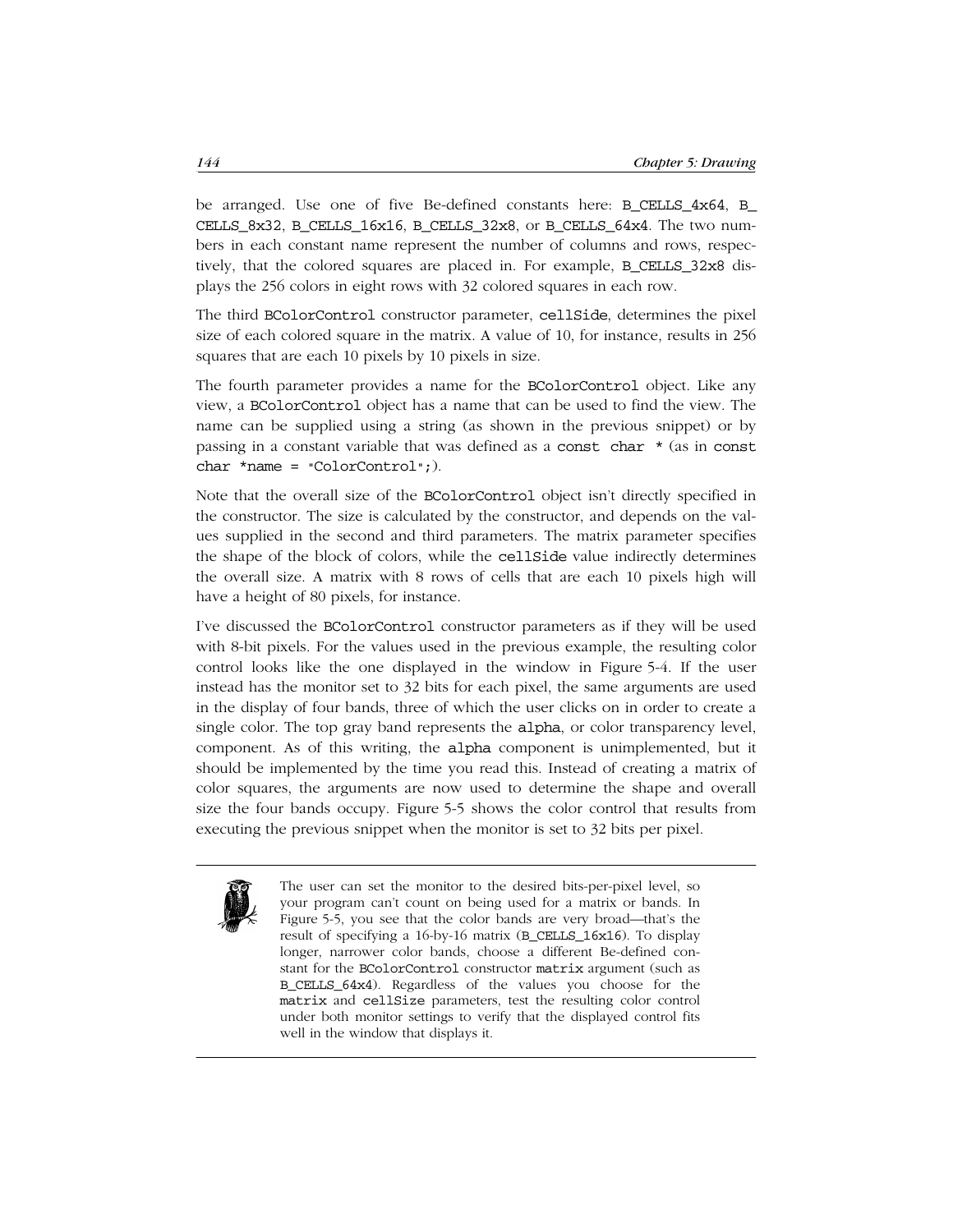be arranged. Use one of five Be-defined constants here: `B_CELLS_4x64`, `B_CELLS_8x32`, `B_CELLS_16x16`, `B_CELLS_32x8`, or `B_CELLS_64x4`. The two numbers in each constant name represent the number of columns and rows, respectively, that the colored squares are placed in. For example, `B_CELLS_32x8` displays the 256 colors in eight rows with 32 colored squares in each row.

The third `BColorControl` constructor parameter, `cellSide`, determines the pixel size of each colored square in the matrix. A value of 10, for instance, results in 256 squares that are each 10 pixels by 10 pixels in size.

The fourth parameter provides a name for the `BColorControl` object. Like any view, a `BColorControl` object has a name that can be used to find the view. The name can be supplied using a string (as shown in the previous snippet) or by passing in a constant variable that was defined as a `const char *` (as in `const char *name = "ColorControl";`).

Note that the overall size of the `BColorControl` object isn't directly specified in the constructor. The size is calculated by the constructor, and depends on the values supplied in the second and third parameters. The matrix parameter specifies the shape of the block of colors, while the `cellSide` value indirectly determines the overall size. A matrix with 8 rows of cells that are each 10 pixels high will have a height of 80 pixels, for instance.

I've discussed the `BColorControl` constructor parameters as if they will be used with 8-bit pixels. For the values used in the previous example, the resulting color control looks like the one displayed in the window in Figure 5-4. If the user instead has the monitor set to 32 bits for each pixel, the same arguments are used in the display of four bands, three of which the user clicks on in order to create a single color. The top gray band represents the `alpha`, or color transparency level, component. As of this writing, the `alpha` component is unimplemented, but it should be implemented by the time you read this. Instead of creating a matrix of color squares, the arguments are now used to determine the shape and overall size the four bands occupy. Figure 5-5 shows the color control that results from executing the previous snippet when the monitor is set to 32 bits per pixel.

---

> The user can set the monitor to the desired bits-per-pixel level, so your program can't count on being used for a matrix or bands. In Figure 5-5, you see that the color bands are very broad—that's the result of specifying a 16-by-16 matrix (`B_CELLS_16x16`). To display longer, narrower color bands, choose a different Be-defined constant for the `BColorControl` constructor `matrix` argument (such as `B_CELLS_64x4`). Regardless of the values you choose for the `matrix` and `cellSize` parameters, test the resulting color control under both monitor settings to verify that the displayed control fits well in the window that displays it.

---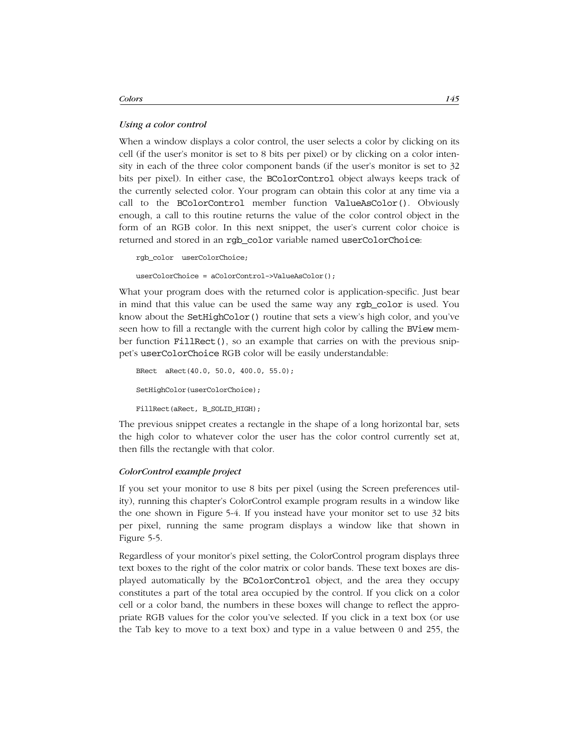### *Using a color control*

When a window displays a color control, the user selects a color by clicking on its cell (if the user's monitor is set to 8 bits per pixel) or by clicking on a color intensity in each of the three color component bands (if the user's monitor is set to 32 bits per pixel). In either case, the BColorControl object always keeps track of the currently selected color. Your program can obtain this color at any time via a call to the BColorControl member function ValueAsColor(). Obviously enough, a call to this routine returns the value of the color control object in the form of an RGB color. In this next snippet, the user's current color choice is returned and stored in an rgb_color variable named userColorChoice:

```
rgb_color  userColorChoice;

userColorChoice = aColorControl->ValueAsColor();
```

What your program does with the returned color is application-specific. Just bear in mind that this value can be used the same way any rgb_color is used. You know about the SetHighColor() routine that sets a view's high color, and you've seen how to fill a rectangle with the current high color by calling the BView member function FillRect(), so an example that carries on with the previous snippet's userColorChoice RGB color will be easily understandable:

```
BRect  aRect(40.0, 50.0, 400.0, 55.0);

SetHighColor(userColorChoice);

FillRect(aRect, B_SOLID_HIGH);
```

The previous snippet creates a rectangle in the shape of a long horizontal bar, sets the high color to whatever color the user has the color control currently set at, then fills the rectangle with that color.

### *ColorControl example project*

If you set your monitor to use 8 bits per pixel (using the Screen preferences utility), running this chapter's ColorControl example program results in a window like the one shown in Figure 5-4. If you instead have your monitor set to use 32 bits per pixel, running the same program displays a window like that shown in Figure 5-5.

Regardless of your monitor's pixel setting, the ColorControl program displays three text boxes to the right of the color matrix or color bands. These text boxes are displayed automatically by the BColorControl object, and the area they occupy constitutes a part of the total area occupied by the control. If you click on a color cell or a color band, the numbers in these boxes will change to reflect the appropriate RGB values for the color you've selected. If you click in a text box (or use the Tab key to move to a text box) and type in a value between 0 and 255, the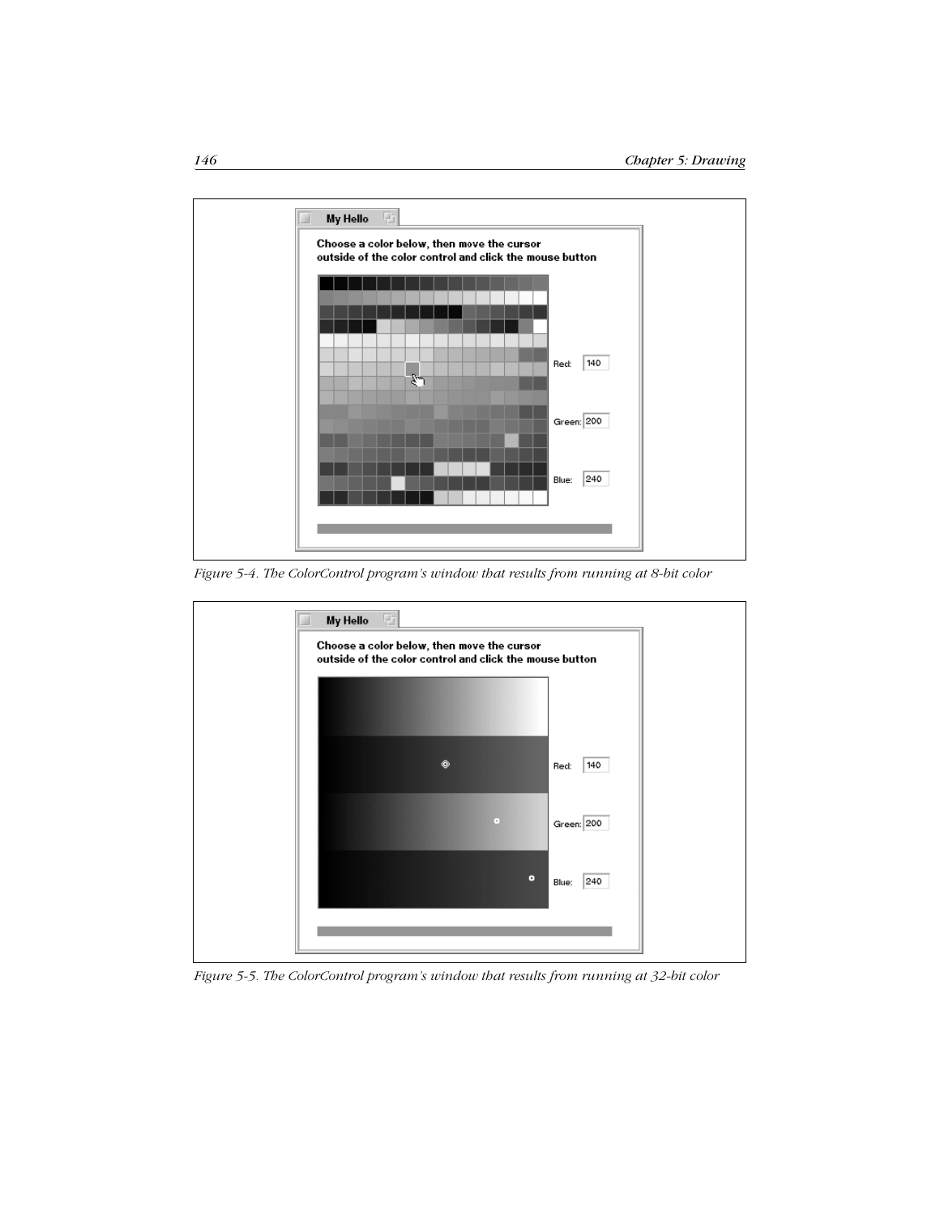Figure 5-4. The ColorControl program's window that results from running at 8-bit color

Figure 5-5. The ColorControl program's window that results from running at 32-bit color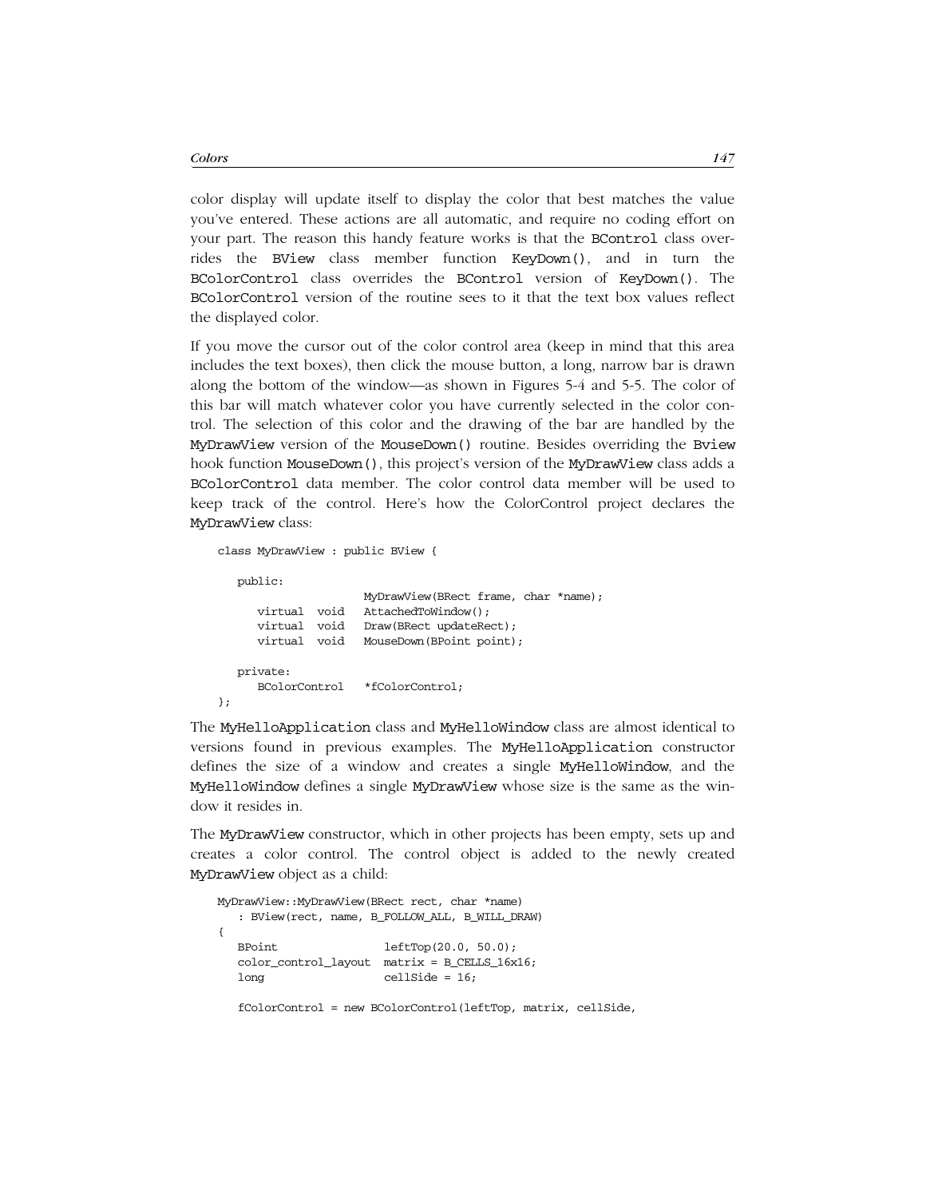color display will update itself to display the color that best matches the value you've entered. These actions are all automatic, and require no coding effort on your part. The reason this handy feature works is that the BControl class overrides the BView class member function KeyDown(), and in turn the BColorControl class overrides the BControl version of KeyDown(). The BColorControl version of the routine sees to it that the text box values reflect the displayed color.

If you move the cursor out of the color control area (keep in mind that this area includes the text boxes), then click the mouse button, a long, narrow bar is drawn along the bottom of the window—as shown in Figures 5-4 and 5-5. The color of this bar will match whatever color you have currently selected in the color control. The selection of this color and the drawing of the bar are handled by the MyDrawView version of the MouseDown() routine. Besides overriding the Bview hook function MouseDown(), this project's version of the MyDrawView class adds a BColorControl data member. The color control data member will be used to keep track of the control. Here's how the ColorControl project declares the MyDrawView class:

```
class MyDrawView : public BView {

   public:
                    MyDrawView(BRect frame, char *name);
      virtual  void   AttachedToWindow();
      virtual  void   Draw(BRect updateRect);
      virtual  void   MouseDown(BPoint point);

   private:
      BColorControl   *fColorControl;
};
```

The MyHelloApplication class and MyHelloWindow class are almost identical to versions found in previous examples. The MyHelloApplication constructor defines the size of a window and creates a single MyHelloWindow, and the MyHelloWindow defines a single MyDrawView whose size is the same as the window it resides in.

The MyDrawView constructor, which in other projects has been empty, sets up and creates a color control. The control object is added to the newly created MyDrawView object as a child:

```
MyDrawView::MyDrawView(BRect rect, char *name)
   : BView(rect, name, B_FOLLOW_ALL, B_WILL_DRAW)
{
   BPoint               leftTop(20.0, 50.0);
   color_control_layout  matrix = B_CELLS_16x16;
   long                 cellSide = 16;

   fColorControl = new BColorControl(leftTop, matrix, cellSide,
```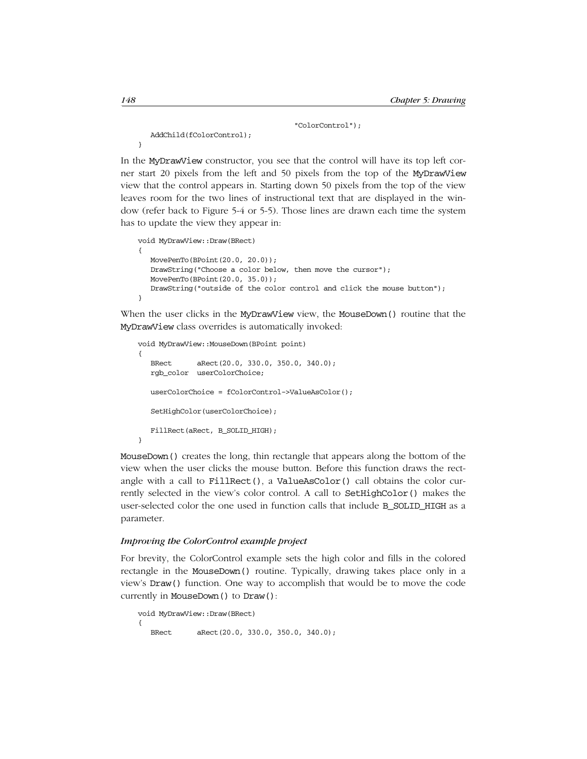```
                                         "ColorControl");
   AddChild(fColorControl);
}
```

In the MyDrawView constructor, you see that the control will have its top left corner start 20 pixels from the left and 50 pixels from the top of the MyDrawView view that the control appears in. Starting down 50 pixels from the top of the view leaves room for the two lines of instructional text that are displayed in the window (refer back to Figure 5-4 or 5-5). Those lines are drawn each time the system has to update the view they appear in:

```
void MyDrawView::Draw(BRect)
{
   MovePenTo(BPoint(20.0, 20.0));
   DrawString("Choose a color below, then move the cursor");
   MovePenTo(BPoint(20.0, 35.0));
   DrawString("outside of the color control and click the mouse button");
}
```

When the user clicks in the MyDrawView view, the MouseDown() routine that the MyDrawView class overrides is automatically invoked:

```
void MyDrawView::MouseDown(BPoint point)
{
   BRect      aRect(20.0, 330.0, 350.0, 340.0);
   rgb_color  userColorChoice;

   userColorChoice = fColorControl->ValueAsColor();

   SetHighColor(userColorChoice);

   FillRect(aRect, B_SOLID_HIGH);
}
```

MouseDown() creates the long, thin rectangle that appears along the bottom of the view when the user clicks the mouse button. Before this function draws the rectangle with a call to FillRect(), a ValueAsColor() call obtains the color currently selected in the view's color control. A call to SetHighColor() makes the user-selected color the one used in function calls that include B_SOLID_HIGH as a parameter.

#### *Improving the ColorControl example project*

For brevity, the ColorControl example sets the high color and fills in the colored rectangle in the MouseDown() routine. Typically, drawing takes place only in a view's Draw() function. One way to accomplish that would be to move the code currently in MouseDown() to Draw():

```
void MyDrawView::Draw(BRect)
{
   BRect      aRect(20.0, 330.0, 350.0, 340.0);
```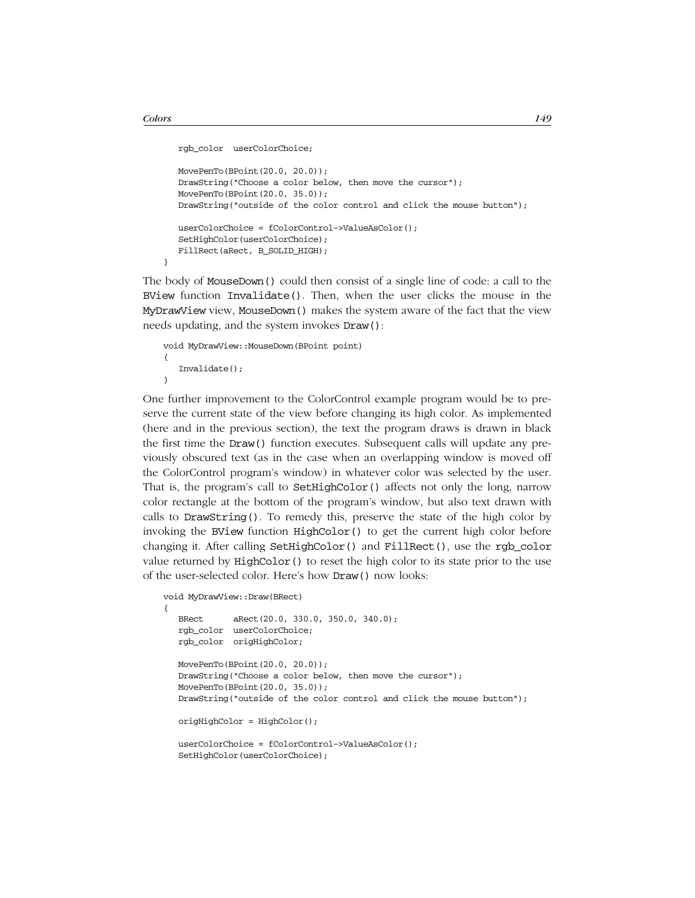```
    rgb_color  userColorChoice;

    MovePenTo(BPoint(20.0, 20.0));
    DrawString("Choose a color below, then move the cursor");
    MovePenTo(BPoint(20.0, 35.0));
    DrawString("outside of the color control and click the mouse button");

    userColorChoice = fColorControl->ValueAsColor();
    SetHighColor(userColorChoice);
    FillRect(aRect, B_SOLID_HIGH);
}
```

The body of `MouseDown()` could then consist of a single line of code: a call to the `BView` function `Invalidate()`. Then, when the user clicks the mouse in the `MyDrawView` view, `MouseDown()` makes the system aware of the fact that the view needs updating, and the system invokes `Draw()`:

```
void MyDrawView::MouseDown(BPoint point)
{
   Invalidate();
}
```

One further improvement to the ColorControl example program would be to preserve the current state of the view before changing its high color. As implemented (here and in the previous section), the text the program draws is drawn in black the first time the `Draw()` function executes. Subsequent calls will update any previously obscured text (as in the case when an overlapping window is moved off the ColorControl program's window) in whatever color was selected by the user. That is, the program's call to `SetHighColor()` affects not only the long, narrow color rectangle at the bottom of the program's window, but also text drawn with calls to `DrawString()`. To remedy this, preserve the state of the high color by invoking the `BView` function `HighColor()` to get the current high color before changing it. After calling `SetHighColor()` and `FillRect()`, use the `rgb_color` value returned by `HighColor()` to reset the high color to its state prior to the use of the user-selected color. Here's how `Draw()` now looks:

```
void MyDrawView::Draw(BRect)
{
   BRect      aRect(20.0, 330.0, 350.0, 340.0);
   rgb_color  userColorChoice;
   rgb_color  origHighColor;

   MovePenTo(BPoint(20.0, 20.0));
   DrawString("Choose a color below, then move the cursor");
   MovePenTo(BPoint(20.0, 35.0));
   DrawString("outside of the color control and click the mouse button");

   origHighColor = HighColor();

   userColorChoice = fColorControl->ValueAsColor();
   SetHighColor(userColorChoice);
```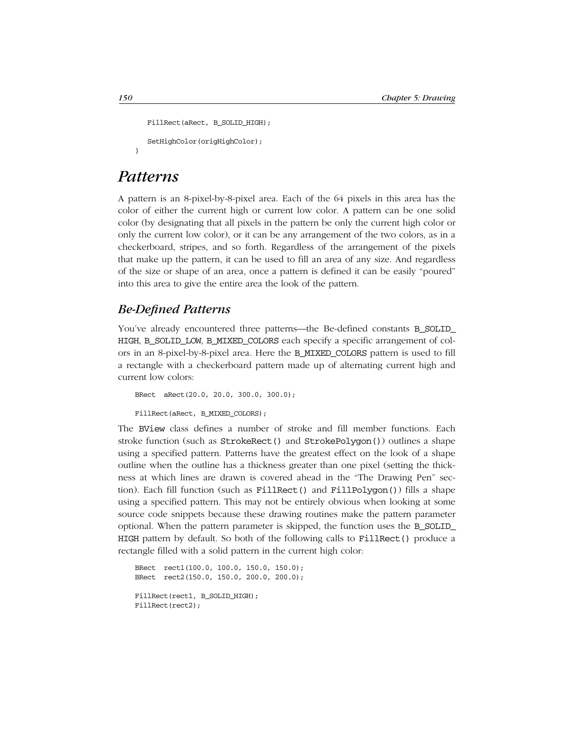```
    FillRect(aRect, B_SOLID_HIGH);

    SetHighColor(origHighColor);
}
```

# Patterns

A pattern is an 8-pixel-by-8-pixel area. Each of the 64 pixels in this area has the color of either the current high or current low color. A pattern can be one solid color (by designating that all pixels in the pattern be only the current high color or only the current low color), or it can be any arrangement of the two colors, as in a checkerboard, stripes, and so forth. Regardless of the arrangement of the pixels that make up the pattern, it can be used to fill an area of any size. And regardless of the size or shape of an area, once a pattern is defined it can be easily "poured" into this area to give the entire area the look of the pattern.

## Be-Defined Patterns

You've already encountered three patterns—the Be-defined constants B_SOLID_HIGH, B_SOLID_LOW, B_MIXED_COLORS each specify a specific arrangement of colors in an 8-pixel-by-8-pixel area. Here the B_MIXED_COLORS pattern is used to fill a rectangle with a checkerboard pattern made up of alternating current high and current low colors:

```
BRect  aRect(20.0, 20.0, 300.0, 300.0);

FillRect(aRect, B_MIXED_COLORS);
```

The BView class defines a number of stroke and fill member functions. Each stroke function (such as StrokeRect() and StrokePolygon()) outlines a shape using a specified pattern. Patterns have the greatest effect on the look of a shape outline when the outline has a thickness greater than one pixel (setting the thickness at which lines are drawn is covered ahead in the "The Drawing Pen" section). Each fill function (such as FillRect() and FillPolygon()) fills a shape using a specified pattern. This may not be entirely obvious when looking at some source code snippets because these drawing routines make the pattern parameter optional. When the pattern parameter is skipped, the function uses the B_SOLID_HIGH pattern by default. So both of the following calls to FillRect() produce a rectangle filled with a solid pattern in the current high color:

```
BRect  rect1(100.0, 100.0, 150.0, 150.0);
BRect  rect2(150.0, 150.0, 200.0, 200.0);

FillRect(rect1, B_SOLID_HIGH);
FillRect(rect2);
```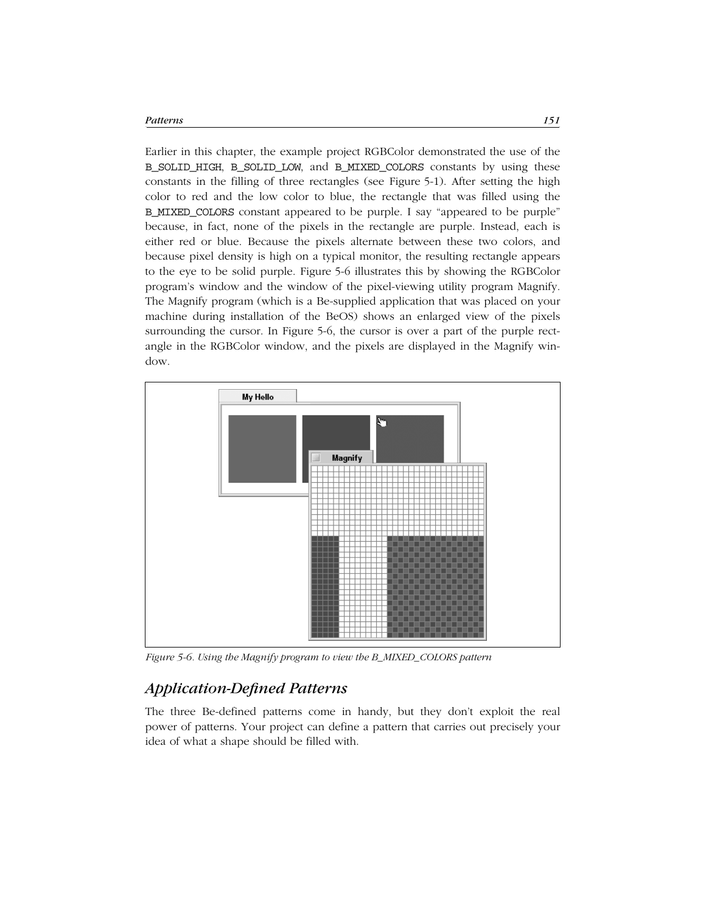Earlier in this chapter, the example project RGBColor demonstrated the use of the `B_SOLID_HIGH`, `B_SOLID_LOW`, and `B_MIXED_COLORS` constants by using these constants in the filling of three rectangles (see Figure 5-1). After setting the high color to red and the low color to blue, the rectangle that was filled using the `B_MIXED_COLORS` constant appeared to be purple. I say "appeared to be purple" because, in fact, none of the pixels in the rectangle are purple. Instead, each is either red or blue. Because the pixels alternate between these two colors, and because pixel density is high on a typical monitor, the resulting rectangle appears to the eye to be solid purple. Figure 5-6 illustrates this by showing the RGBColor program's window and the window of the pixel-viewing utility program Magnify. The Magnify program (which is a Be-supplied application that was placed on your machine during installation of the BeOS) shows an enlarged view of the pixels surrounding the cursor. In Figure 5-6, the cursor is over a part of the purple rectangle in the RGBColor window, and the pixels are displayed in the Magnify window.

*Figure 5-6. Using the Magnify program to view the B_MIXED_COLORS pattern*

## *Application-Defined Patterns*

The three Be-defined patterns come in handy, but they don't exploit the real power of patterns. Your project can define a pattern that carries out precisely your idea of what a shape should be filled with.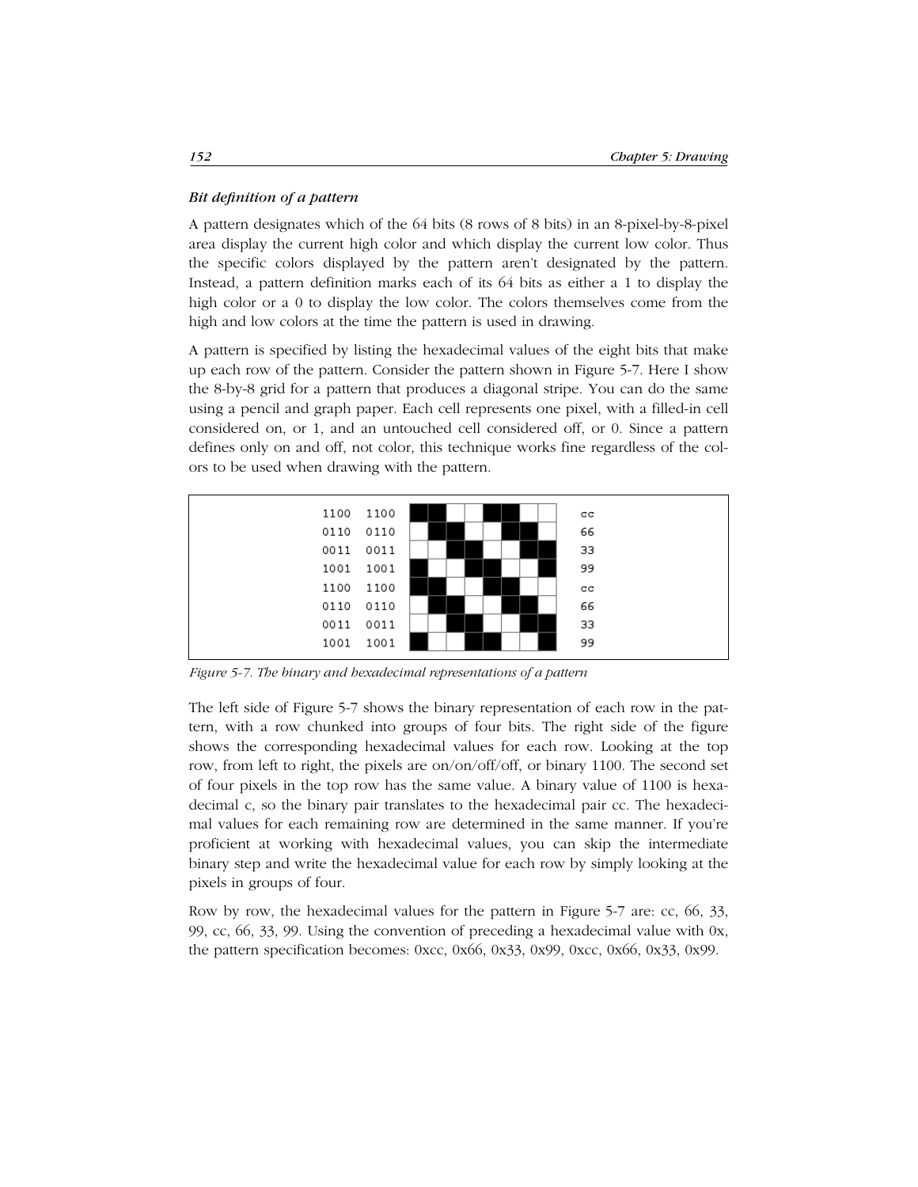### *Bit definition of a pattern*

A pattern designates which of the 64 bits (8 rows of 8 bits) in an 8-pixel-by-8-pixel area display the current high color and which display the current low color. Thus the specific colors displayed by the pattern aren't designated by the pattern. Instead, a pattern definition marks each of its 64 bits as either a 1 to display the high color or a 0 to display the low color. The colors themselves come from the high and low colors at the time the pattern is used in drawing.

A pattern is specified by listing the hexadecimal values of the eight bits that make up each row of the pattern. Consider the pattern shown in Figure 5-7. Here I show the 8-by-8 grid for a pattern that produces a diagonal stripe. You can do the same using a pencil and graph paper. Each cell represents one pixel, with a filled-in cell considered on, or 1, and an untouched cell considered off, or 0. Since a pattern defines only on and off, not color, this technique works fine regardless of the colors to be used when drawing with the pattern.

```
1100  1100    cc
0110  0110    66
0011  0011    33
1001  1001    99
1100  1100    cc
0110  0110    66
0011  0011    33
1001  1001    99
```

*Figure 5-7. The binary and hexadecimal representations of a pattern*

The left side of Figure 5-7 shows the binary representation of each row in the pattern, with a row chunked into groups of four bits. The right side of the figure shows the corresponding hexadecimal values for each row. Looking at the top row, from left to right, the pixels are on/on/off/off, or binary 1100. The second set of four pixels in the top row has the same value. A binary value of 1100 is hexadecimal c, so the binary pair translates to the hexadecimal pair cc. The hexadecimal values for each remaining row are determined in the same manner. If you're proficient at working with hexadecimal values, you can skip the intermediate binary step and write the hexadecimal value for each row by simply looking at the pixels in groups of four.

Row by row, the hexadecimal values for the pattern in Figure 5-7 are: cc, 66, 33, 99, cc, 66, 33, 99. Using the convention of preceding a hexadecimal value with 0x, the pattern specification becomes: 0xcc, 0x66, 0x33, 0x99, 0xcc, 0x66, 0x33, 0x99.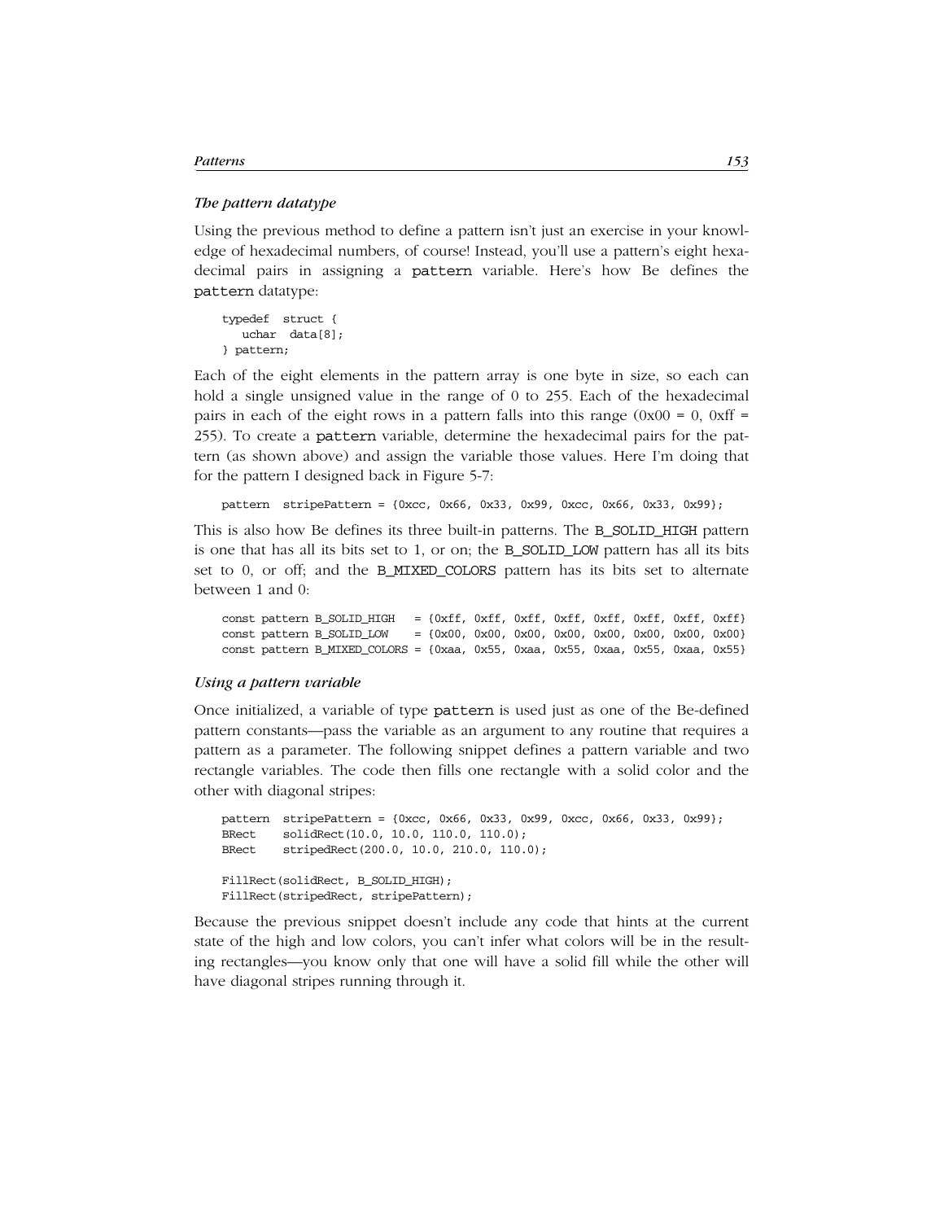### *The pattern datatype*

Using the previous method to define a pattern isn't just an exercise in your knowledge of hexadecimal numbers, of course! Instead, you'll use a pattern's eight hexadecimal pairs in assigning a `pattern` variable. Here's how Be defines the `pattern` datatype:

```
typedef  struct {
   uchar  data[8];
} pattern;
```

Each of the eight elements in the pattern array is one byte in size, so each can hold a single unsigned value in the range of 0 to 255. Each of the hexadecimal pairs in each of the eight rows in a pattern falls into this range (0x00 = 0, 0xff = 255). To create a `pattern` variable, determine the hexadecimal pairs for the pattern (as shown above) and assign the variable those values. Here I'm doing that for the pattern I designed back in Figure 5-7:

```
pattern  stripePattern = {0xcc, 0x66, 0x33, 0x99, 0xcc, 0x66, 0x33, 0x99};
```

This is also how Be defines its three built-in patterns. The `B_SOLID_HIGH` pattern is one that has all its bits set to 1, or on; the `B_SOLID_LOW` pattern has all its bits set to 0, or off; and the `B_MIXED_COLORS` pattern has its bits set to alternate between 1 and 0:

```
const pattern B_SOLID_HIGH   = {0xff, 0xff, 0xff, 0xff, 0xff, 0xff, 0xff, 0xff}
const pattern B_SOLID_LOW    = {0x00, 0x00, 0x00, 0x00, 0x00, 0x00, 0x00, 0x00}
const pattern B_MIXED_COLORS = {0xaa, 0x55, 0xaa, 0x55, 0xaa, 0x55, 0xaa, 0x55}
```

### *Using a pattern variable*

Once initialized, a variable of type `pattern` is used just as one of the Be-defined pattern constants—pass the variable as an argument to any routine that requires a pattern as a parameter. The following snippet defines a pattern variable and two rectangle variables. The code then fills one rectangle with a solid color and the other with diagonal stripes:

```
pattern  stripePattern = {0xcc, 0x66, 0x33, 0x99, 0xcc, 0x66, 0x33, 0x99};
BRect    solidRect(10.0, 10.0, 110.0, 110.0);
BRect    stripedRect(200.0, 10.0, 210.0, 110.0);

FillRect(solidRect, B_SOLID_HIGH);
FillRect(stripedRect, stripePattern);
```

Because the previous snippet doesn't include any code that hints at the current state of the high and low colors, you can't infer what colors will be in the resulting rectangles—you know only that one will have a solid fill while the other will have diagonal stripes running through it.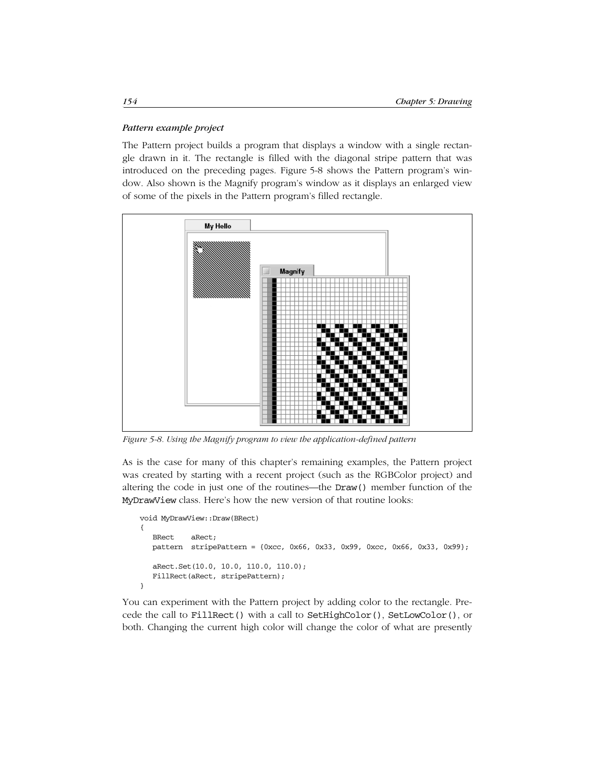*Pattern example project*

The Pattern project builds a program that displays a window with a single rectangle drawn in it. The rectangle is filled with the diagonal stripe pattern that was introduced on the preceding pages. Figure 5-8 shows the Pattern program's window. Also shown is the Magnify program's window as it displays an enlarged view of some of the pixels in the Pattern program's filled rectangle.

*Figure 5-8. Using the Magnify program to view the application-defined pattern*

As is the case for many of this chapter's remaining examples, the Pattern project was created by starting with a recent project (such as the RGBColor project) and altering the code in just one of the routines—the `Draw()` member function of the `MyDrawView` class. Here's how the new version of that routine looks:

```
void MyDrawView::Draw(BRect)
{
   BRect    aRect;
   pattern  stripePattern = {0xcc, 0x66, 0x33, 0x99, 0xcc, 0x66, 0x33, 0x99};

   aRect.Set(10.0, 10.0, 110.0, 110.0);
   FillRect(aRect, stripePattern);
}
```

You can experiment with the Pattern project by adding color to the rectangle. Precede the call to `FillRect()` with a call to `SetHighColor()`, `SetLowColor()`, or both. Changing the current high color will change the color of what are presently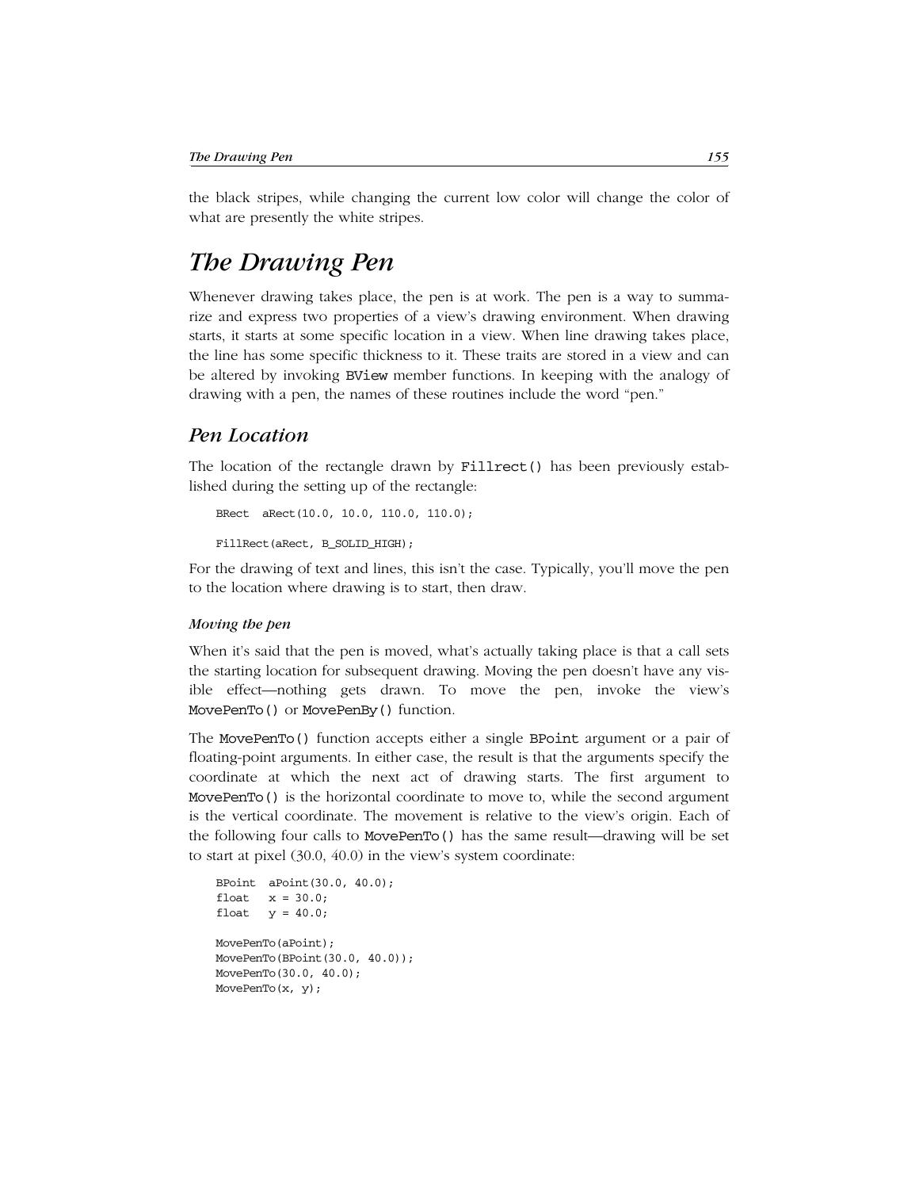the black stripes, while changing the current low color will change the color of what are presently the white stripes.

# *The Drawing Pen*

Whenever drawing takes place, the pen is at work. The pen is a way to summarize and express two properties of a view's drawing environment. When drawing starts, it starts at some specific location in a view. When line drawing takes place, the line has some specific thickness to it. These traits are stored in a view and can be altered by invoking `BView` member functions. In keeping with the analogy of drawing with a pen, the names of these routines include the word "pen."

## *Pen Location*

The location of the rectangle drawn by `Fillrect()` has been previously established during the setting up of the rectangle:

```
BRect  aRect(10.0, 10.0, 110.0, 110.0);

FillRect(aRect, B_SOLID_HIGH);
```

For the drawing of text and lines, this isn't the case. Typically, you'll move the pen to the location where drawing is to start, then draw.

#### *Moving the pen*

When it's said that the pen is moved, what's actually taking place is that a call sets the starting location for subsequent drawing. Moving the pen doesn't have any visible effect—nothing gets drawn. To move the pen, invoke the view's `MovePenTo()` or `MovePenBy()` function.

The `MovePenTo()` function accepts either a single `BPoint` argument or a pair of floating-point arguments. In either case, the result is that the arguments specify the coordinate at which the next act of drawing starts. The first argument to `MovePenTo()` is the horizontal coordinate to move to, while the second argument is the vertical coordinate. The movement is relative to the view's origin. Each of the following four calls to `MovePenTo()` has the same result—drawing will be set to start at pixel (30.0, 40.0) in the view's system coordinate:

```
BPoint  aPoint(30.0, 40.0);
float   x = 30.0;
float   y = 40.0;

MovePenTo(aPoint);
MovePenTo(BPoint(30.0, 40.0));
MovePenTo(30.0, 40.0);
MovePenTo(x, y);
```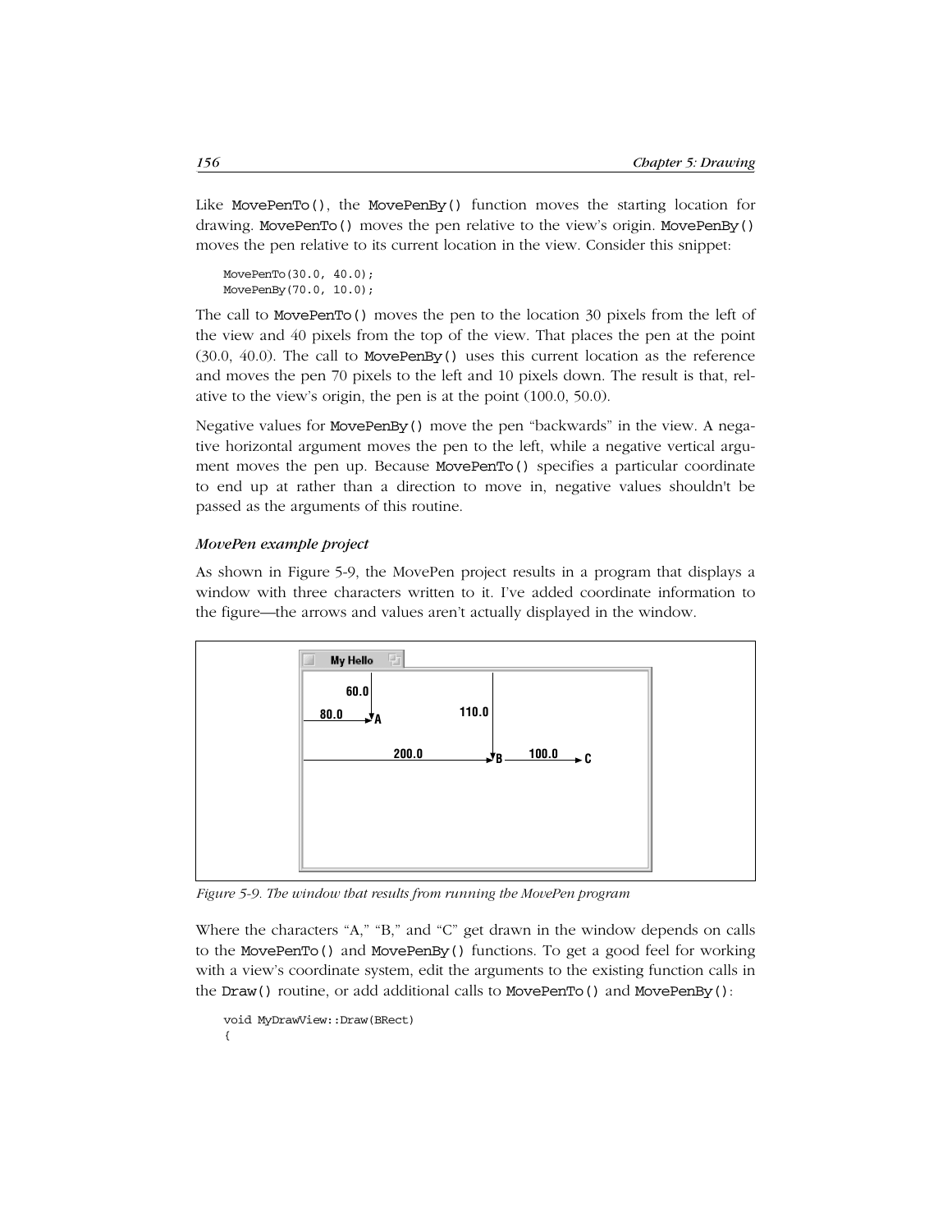Like MovePenTo(), the MovePenBy() function moves the starting location for drawing. MovePenTo() moves the pen relative to the view's origin. MovePenBy() moves the pen relative to its current location in the view. Consider this snippet:

```
MovePenTo(30.0, 40.0);
MovePenBy(70.0, 10.0);
```

The call to MovePenTo() moves the pen to the location 30 pixels from the left of the view and 40 pixels from the top of the view. That places the pen at the point (30.0, 40.0). The call to MovePenBy() uses this current location as the reference and moves the pen 70 pixels to the left and 10 pixels down. The result is that, relative to the view's origin, the pen is at the point (100.0, 50.0).

Negative values for MovePenBy() move the pen "backwards" in the view. A negative horizontal argument moves the pen to the left, while a negative vertical argument moves the pen up. Because MovePenTo() specifies a particular coordinate to end up at rather than a direction to move in, negative values shouldn't be passed as the arguments of this routine.

#### *MovePen example project*

As shown in Figure 5-9, the MovePen project results in a program that displays a window with three characters written to it. I've added coordinate information to the figure—the arrows and values aren't actually displayed in the window.

*Figure 5-9. The window that results from running the MovePen program*

Where the characters "A," "B," and "C" get drawn in the window depends on calls to the MovePenTo() and MovePenBy() functions. To get a good feel for working with a view's coordinate system, edit the arguments to the existing function calls in the Draw() routine, or add additional calls to MovePenTo() and MovePenBy():

```
void MyDrawView::Draw(BRect)
{
```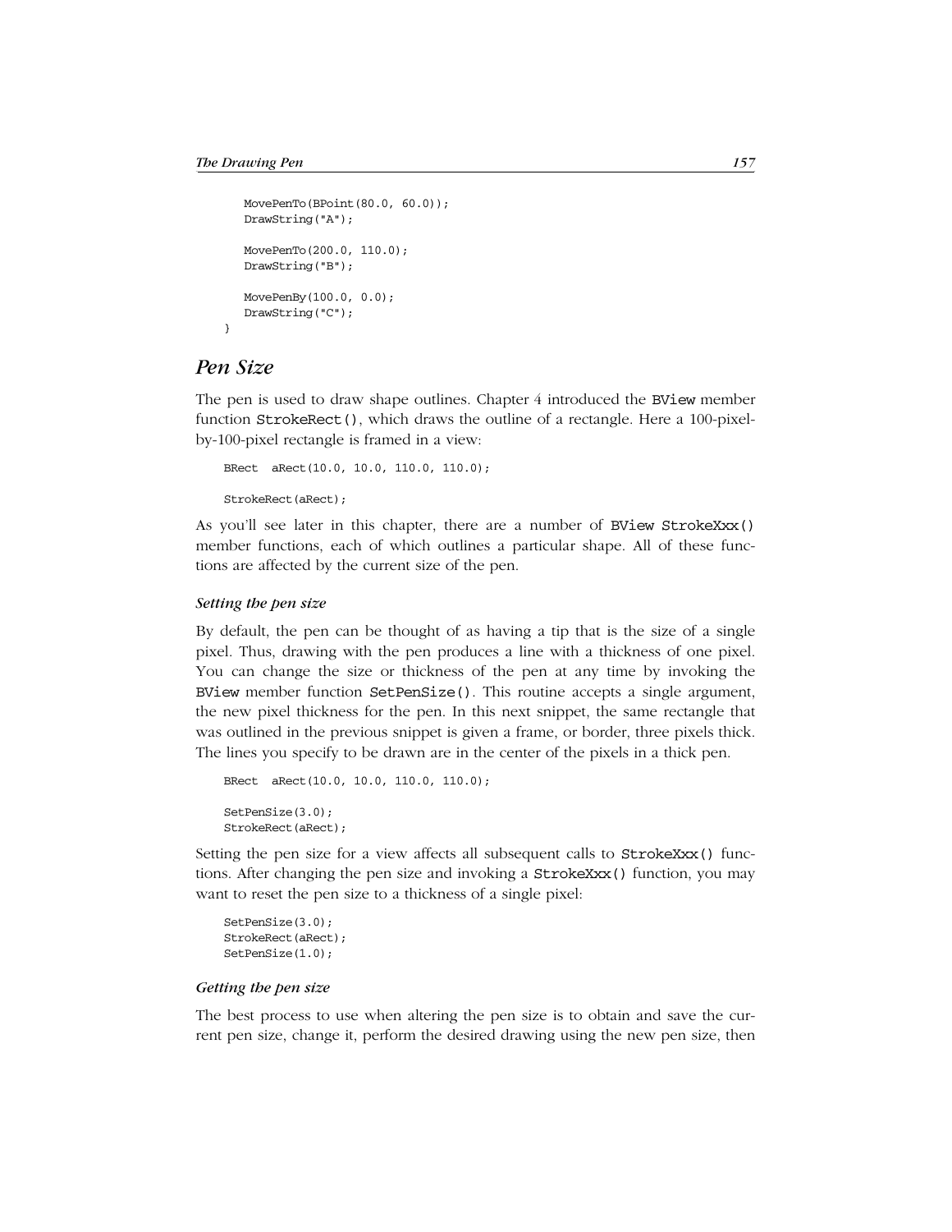```
    MovePenTo(BPoint(80.0, 60.0));
    DrawString("A");

    MovePenTo(200.0, 110.0);
    DrawString("B");

    MovePenBy(100.0, 0.0);
    DrawString("C");
}
```

## *Pen Size*

The pen is used to draw shape outlines. Chapter 4 introduced the `BView` member function `StrokeRect()`, which draws the outline of a rectangle. Here a 100-pixel-by-100-pixel rectangle is framed in a view:

```
BRect  aRect(10.0, 10.0, 110.0, 110.0);

StrokeRect(aRect);
```

As you'll see later in this chapter, there are a number of `BView StrokeXxx()` member functions, each of which outlines a particular shape. All of these functions are affected by the current size of the pen.

### *Setting the pen size*

By default, the pen can be thought of as having a tip that is the size of a single pixel. Thus, drawing with the pen produces a line with a thickness of one pixel. You can change the size or thickness of the pen at any time by invoking the `BView` member function `SetPenSize()`. This routine accepts a single argument, the new pixel thickness for the pen. In this next snippet, the same rectangle that was outlined in the previous snippet is given a frame, or border, three pixels thick. The lines you specify to be drawn are in the center of the pixels in a thick pen.

```
BRect  aRect(10.0, 10.0, 110.0, 110.0);

SetPenSize(3.0);
StrokeRect(aRect);
```

Setting the pen size for a view affects all subsequent calls to `StrokeXxx()` functions. After changing the pen size and invoking a `StrokeXxx()` function, you may want to reset the pen size to a thickness of a single pixel:

```
SetPenSize(3.0);
StrokeRect(aRect);
SetPenSize(1.0);
```

### *Getting the pen size*

The best process to use when altering the pen size is to obtain and save the current pen size, change it, perform the desired drawing using the new pen size, then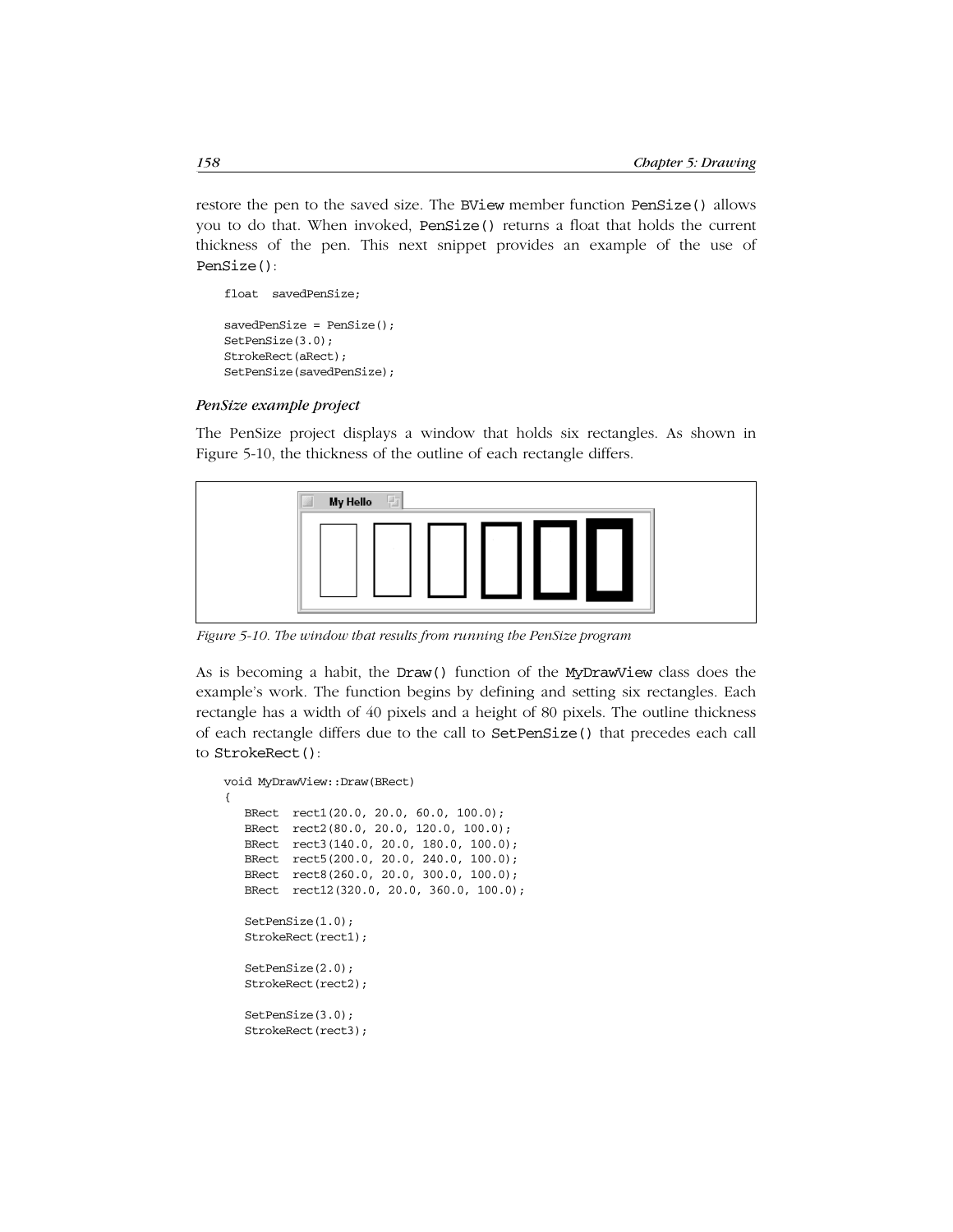restore the pen to the saved size. The BView member function PenSize() allows you to do that. When invoked, PenSize() returns a float that holds the current thickness of the pen. This next snippet provides an example of the use of PenSize():

```
float  savedPenSize;

savedPenSize = PenSize();
SetPenSize(3.0);
StrokeRect(aRect);
SetPenSize(savedPenSize);
```

#### *PenSize example project*

The PenSize project displays a window that holds six rectangles. As shown in Figure 5-10, the thickness of the outline of each rectangle differs.

*Figure 5-10. The window that results from running the PenSize program*

As is becoming a habit, the Draw() function of the MyDrawView class does the example's work. The function begins by defining and setting six rectangles. Each rectangle has a width of 40 pixels and a height of 80 pixels. The outline thickness of each rectangle differs due to the call to SetPenSize() that precedes each call to StrokeRect():

```
void MyDrawView::Draw(BRect)
{
   BRect  rect1(20.0, 20.0, 60.0, 100.0);
   BRect  rect2(80.0, 20.0, 120.0, 100.0);
   BRect  rect3(140.0, 20.0, 180.0, 100.0);
   BRect  rect5(200.0, 20.0, 240.0, 100.0);
   BRect  rect8(260.0, 20.0, 300.0, 100.0);
   BRect  rect12(320.0, 20.0, 360.0, 100.0);

   SetPenSize(1.0);
   StrokeRect(rect1);

   SetPenSize(2.0);
   StrokeRect(rect2);

   SetPenSize(3.0);
   StrokeRect(rect3);
```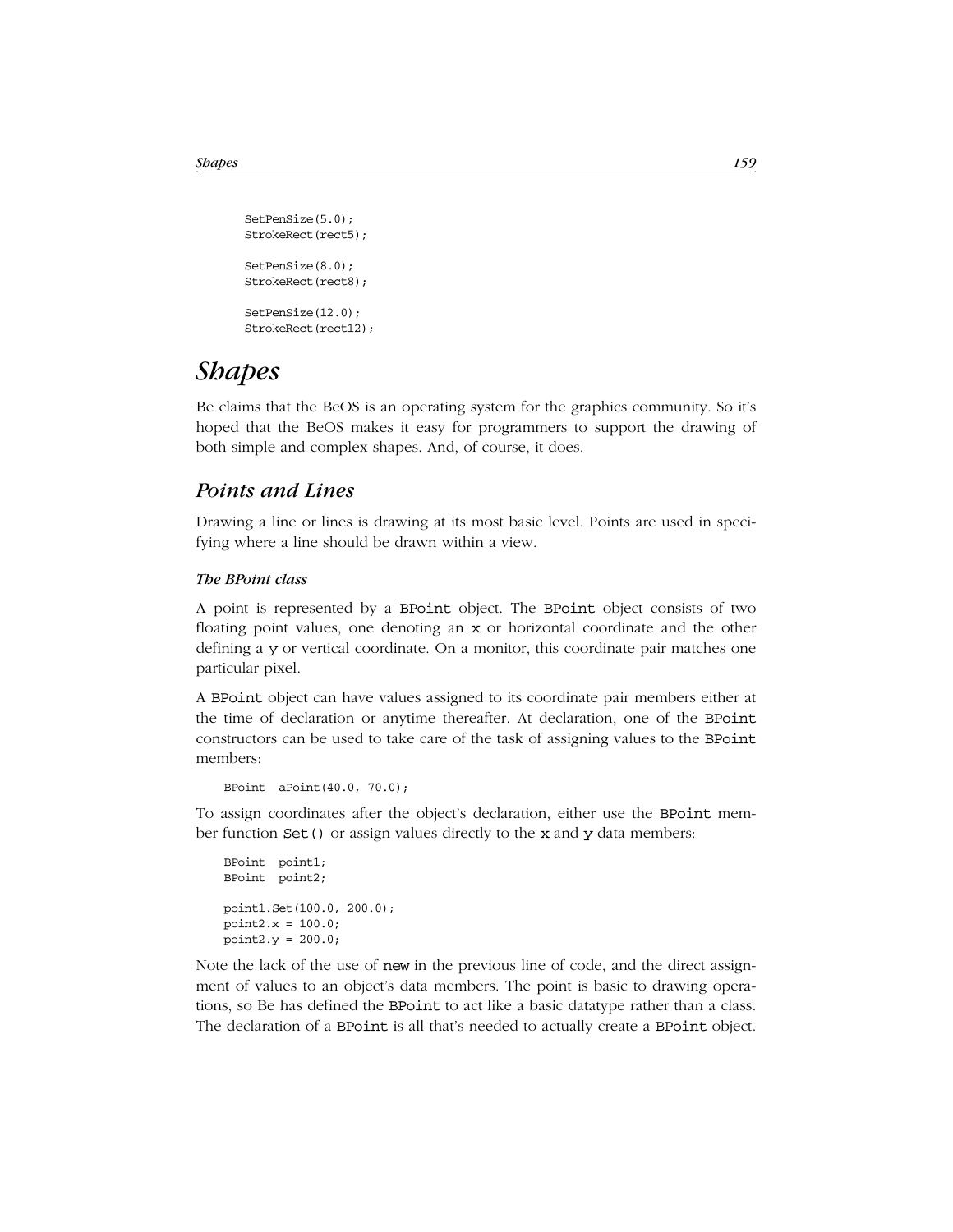```
SetPenSize(5.0);
StrokeRect(rect5);

SetPenSize(8.0);
StrokeRect(rect8);

SetPenSize(12.0);
StrokeRect(rect12);
```

# Shapes

Be claims that the BeOS is an operating system for the graphics community. So it's hoped that the BeOS makes it easy for programmers to support the drawing of both simple and complex shapes. And, of course, it does.

## Points and Lines

Drawing a line or lines is drawing at its most basic level. Points are used in specifying where a line should be drawn within a view.

### The BPoint class

A point is represented by a `BPoint` object. The `BPoint` object consists of two floating point values, one denoting an `x` or horizontal coordinate and the other defining a `y` or vertical coordinate. On a monitor, this coordinate pair matches one particular pixel.

A `BPoint` object can have values assigned to its coordinate pair members either at the time of declaration or anytime thereafter. At declaration, one of the `BPoint` constructors can be used to take care of the task of assigning values to the `BPoint` members:

```
BPoint  aPoint(40.0, 70.0);
```

To assign coordinates after the object's declaration, either use the `BPoint` member function `Set()` or assign values directly to the `x` and `y` data members:

```
BPoint  point1;
BPoint  point2;

point1.Set(100.0, 200.0);
point2.x = 100.0;
point2.y = 200.0;
```

Note the lack of the use of `new` in the previous line of code, and the direct assignment of values to an object's data members. The point is basic to drawing operations, so Be has defined the `BPoint` to act like a basic datatype rather than a class. The declaration of a `BPoint` is all that's needed to actually create a `BPoint` object.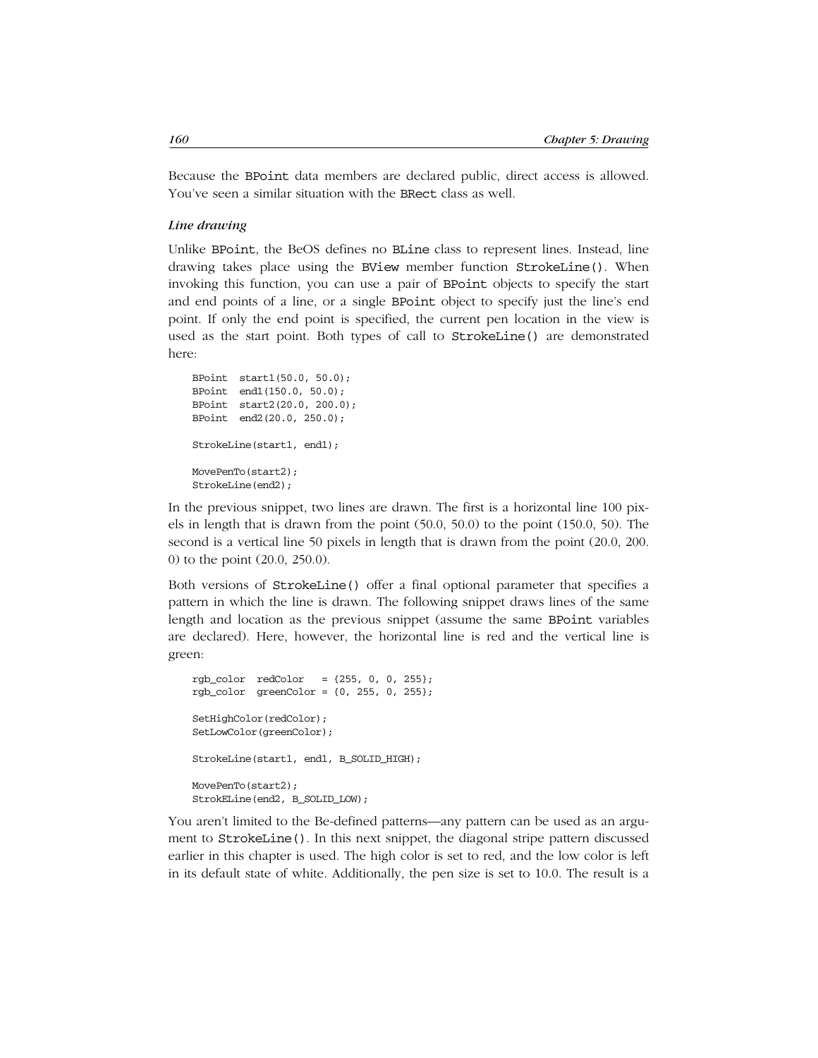Because the BPoint data members are declared public, direct access is allowed. You've seen a similar situation with the BRect class as well.

### *Line drawing*

Unlike BPoint, the BeOS defines no BLine class to represent lines. Instead, line drawing takes place using the BView member function StrokeLine(). When invoking this function, you can use a pair of BPoint objects to specify the start and end points of a line, or a single BPoint object to specify just the line's end point. If only the end point is specified, the current pen location in the view is used as the start point. Both types of call to StrokeLine() are demonstrated here:

```
BPoint  start1(50.0, 50.0);
BPoint  end1(150.0, 50.0);
BPoint  start2(20.0, 200.0);
BPoint  end2(20.0, 250.0);

StrokeLine(start1, end1);

MovePenTo(start2);
StrokeLine(end2);
```

In the previous snippet, two lines are drawn. The first is a horizontal line 100 pixels in length that is drawn from the point (50.0, 50.0) to the point (150.0, 50). The second is a vertical line 50 pixels in length that is drawn from the point (20.0, 200. 0) to the point (20.0, 250.0).

Both versions of StrokeLine() offer a final optional parameter that specifies a pattern in which the line is drawn. The following snippet draws lines of the same length and location as the previous snippet (assume the same BPoint variables are declared). Here, however, the horizontal line is red and the vertical line is green:

```
rgb_color  redColor   = {255, 0, 0, 255};
rgb_color  greenColor = {0, 255, 0, 255};

SetHighColor(redColor);
SetLowColor(greenColor);

StrokeLine(start1, end1, B_SOLID_HIGH);

MovePenTo(start2);
StrokELine(end2, B_SOLID_LOW);
```

You aren't limited to the Be-defined patterns—any pattern can be used as an argument to StrokeLine(). In this next snippet, the diagonal stripe pattern discussed earlier in this chapter is used. The high color is set to red, and the low color is left in its default state of white. Additionally, the pen size is set to 10.0. The result is a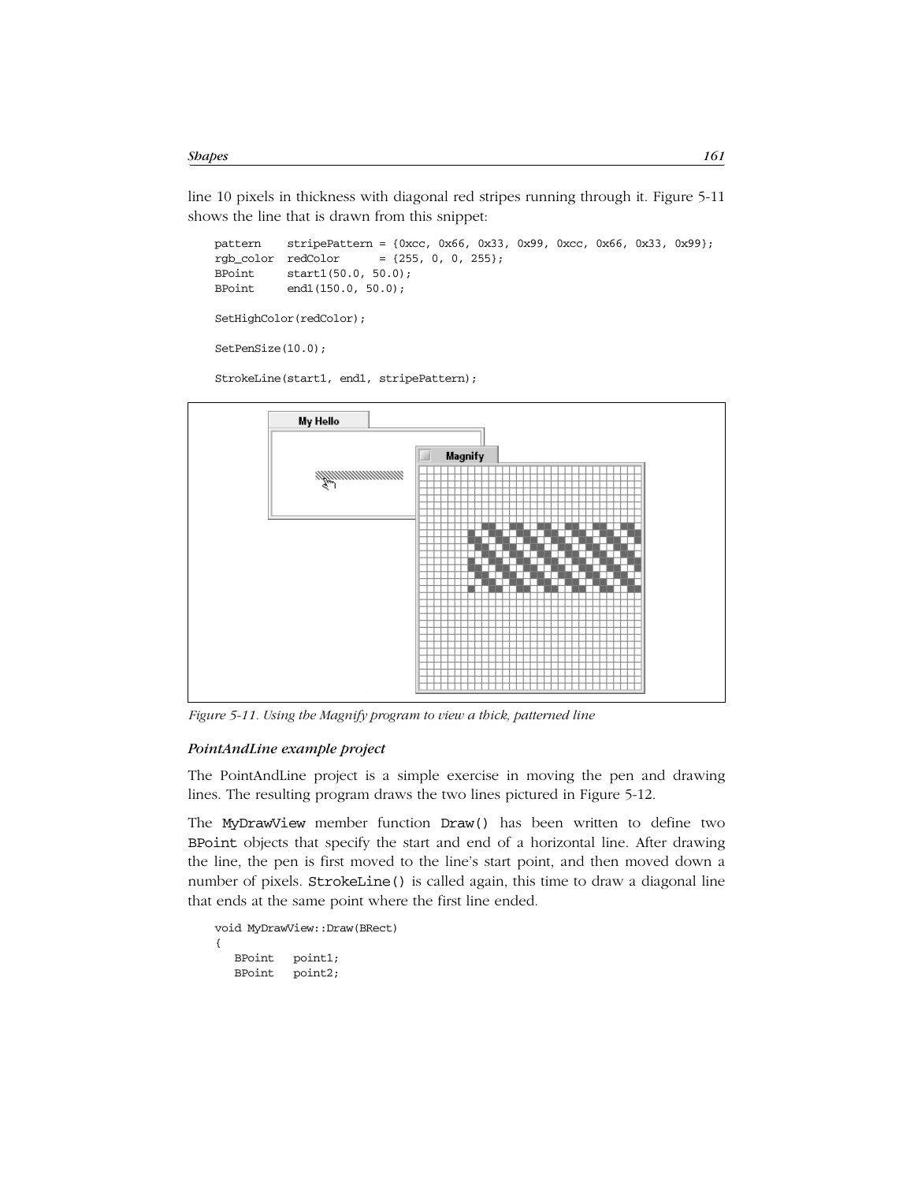line 10 pixels in thickness with diagonal red stripes running through it. Figure 5-11 shows the line that is drawn from this snippet:

```
pattern    stripePattern = {0xcc, 0x66, 0x33, 0x99, 0xcc, 0x66, 0x33, 0x99};
rgb_color  redColor      = {255, 0, 0, 255};
BPoint     start1(50.0, 50.0);
BPoint     end1(150.0, 50.0);

SetHighColor(redColor);

SetPenSize(10.0);

StrokeLine(start1, end1, stripePattern);
```

*Figure 5-11. Using the Magnify program to view a thick, patterned line*

### *PointAndLine example project*

The PointAndLine project is a simple exercise in moving the pen and drawing lines. The resulting program draws the two lines pictured in Figure 5-12.

The `MyDrawView` member function `Draw()` has been written to define two `BPoint` objects that specify the start and end of a horizontal line. After drawing the line, the pen is first moved to the line's start point, and then moved down a number of pixels. `StrokeLine()` is called again, this time to draw a diagonal line that ends at the same point where the first line ended.

```
void MyDrawView::Draw(BRect)
{
   BPoint   point1;
   BPoint   point2;
```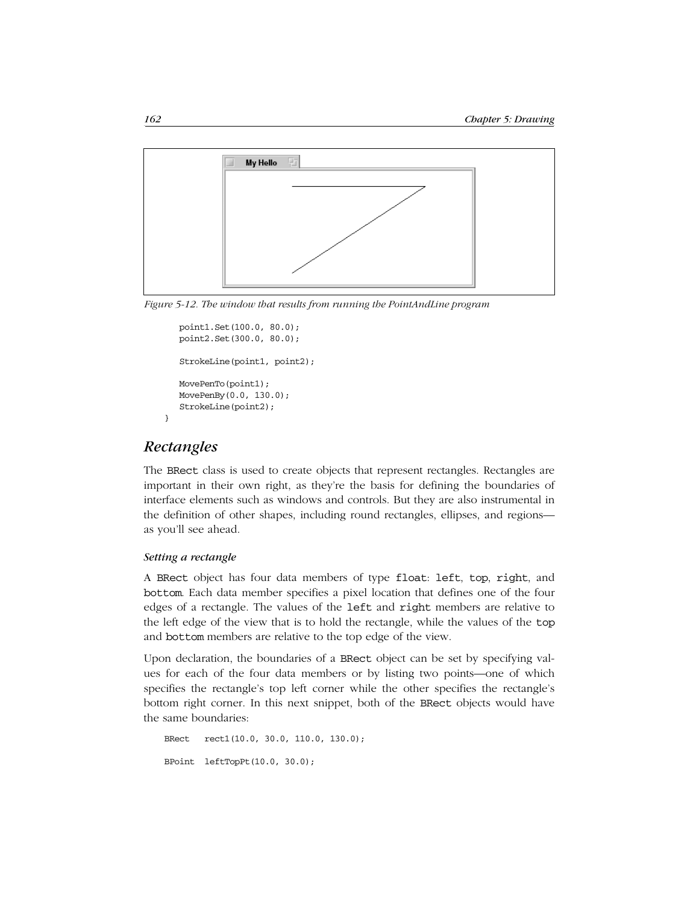*Figure 5-12. The window that results from running the PointAndLine program*

```
    point1.Set(100.0, 80.0);
    point2.Set(300.0, 80.0);

    StrokeLine(point1, point2);

    MovePenTo(point1);
    MovePenBy(0.0, 130.0);
    StrokeLine(point2);
}
```

## *Rectangles*

The BRect class is used to create objects that represent rectangles. Rectangles are important in their own right, as they're the basis for defining the boundaries of interface elements such as windows and controls. But they are also instrumental in the definition of other shapes, including round rectangles, ellipses, and regions—as you'll see ahead.

#### *Setting a rectangle*

A BRect object has four data members of type float: left, top, right, and bottom. Each data member specifies a pixel location that defines one of the four edges of a rectangle. The values of the left and right members are relative to the left edge of the view that is to hold the rectangle, while the values of the top and bottom members are relative to the top edge of the view.

Upon declaration, the boundaries of a BRect object can be set by specifying values for each of the four data members or by listing two points—one of which specifies the rectangle's top left corner while the other specifies the rectangle's bottom right corner. In this next snippet, both of the BRect objects would have the same boundaries:

```
BRect   rect1(10.0, 30.0, 110.0, 130.0);

BPoint  leftTopPt(10.0, 30.0);
```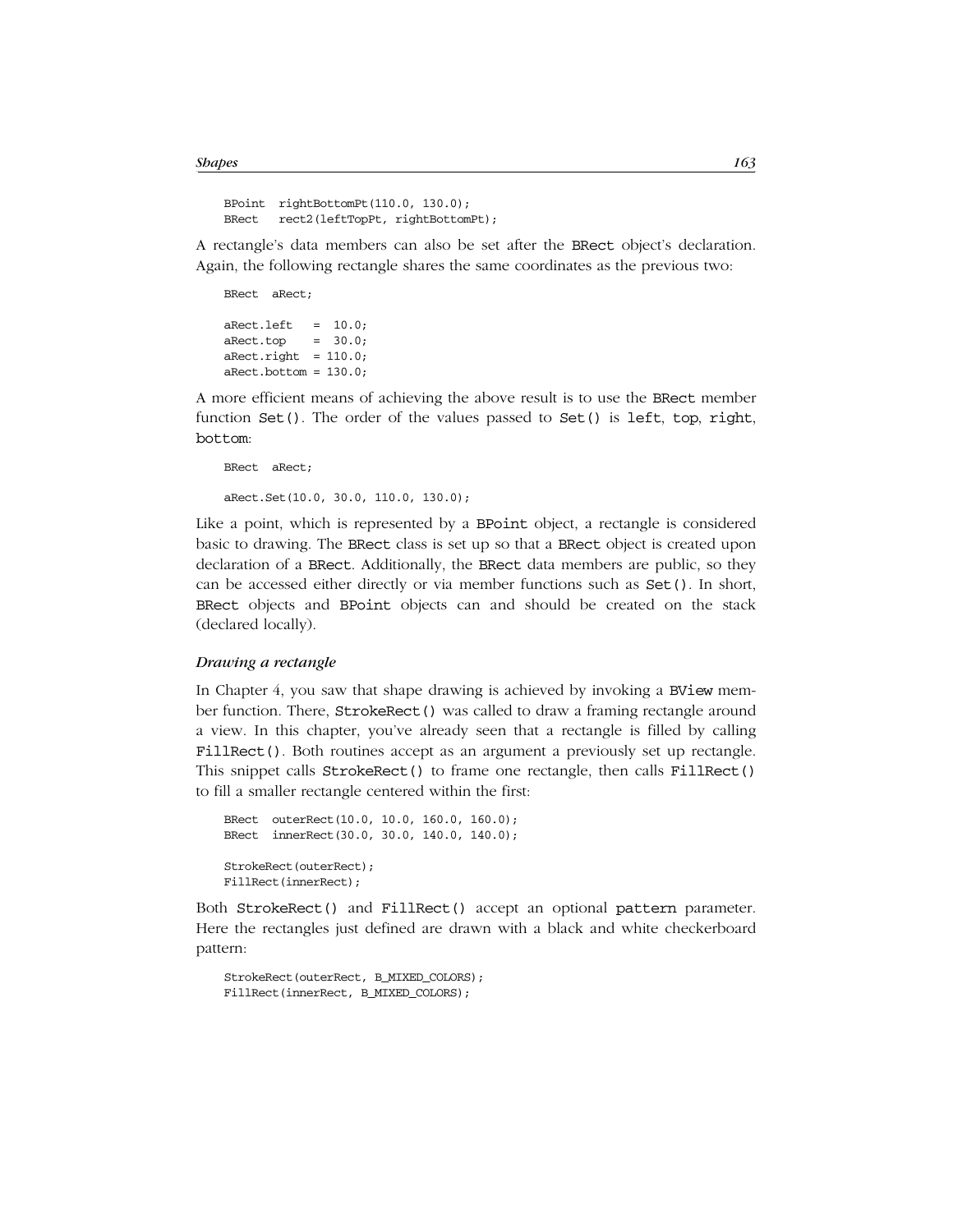```
BPoint  rightBottomPt(110.0, 130.0);
BRect   rect2(leftTopPt, rightBottomPt);
```

A rectangle's data members can also be set after the BRect object's declaration. Again, the following rectangle shares the same coordinates as the previous two:

```
BRect  aRect;

aRect.left   =  10.0;
aRect.top    =  30.0;
aRect.right  = 110.0;
aRect.bottom = 130.0;
```

A more efficient means of achieving the above result is to use the BRect member function Set(). The order of the values passed to Set() is left, top, right, bottom:

```
BRect  aRect;

aRect.Set(10.0, 30.0, 110.0, 130.0);
```

Like a point, which is represented by a BPoint object, a rectangle is considered basic to drawing. The BRect class is set up so that a BRect object is created upon declaration of a BRect. Additionally, the BRect data members are public, so they can be accessed either directly or via member functions such as Set(). In short, BRect objects and BPoint objects can and should be created on the stack (declared locally).

### *Drawing a rectangle*

In Chapter 4, you saw that shape drawing is achieved by invoking a BView member function. There, StrokeRect() was called to draw a framing rectangle around a view. In this chapter, you've already seen that a rectangle is filled by calling FillRect(). Both routines accept as an argument a previously set up rectangle. This snippet calls StrokeRect() to frame one rectangle, then calls FillRect() to fill a smaller rectangle centered within the first:

```
BRect  outerRect(10.0, 10.0, 160.0, 160.0);
BRect  innerRect(30.0, 30.0, 140.0, 140.0);

StrokeRect(outerRect);
FillRect(innerRect);
```

Both StrokeRect() and FillRect() accept an optional pattern parameter. Here the rectangles just defined are drawn with a black and white checkerboard pattern:

```
StrokeRect(outerRect, B_MIXED_COLORS);
FillRect(innerRect, B_MIXED_COLORS);
```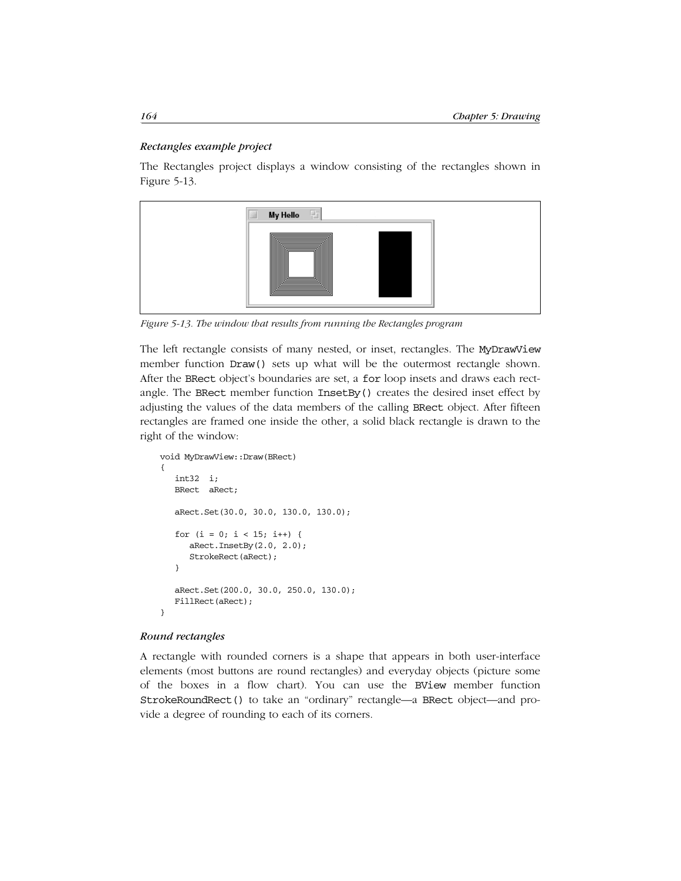### *Rectangles example project*

The Rectangles project displays a window consisting of the rectangles shown in Figure 5-13.

*Figure 5-13. The window that results from running the Rectangles program*

The left rectangle consists of many nested, or inset, rectangles. The `MyDrawView` member function `Draw()` sets up what will be the outermost rectangle shown. After the `BRect` object's boundaries are set, a `for` loop insets and draws each rectangle. The `BRect` member function `InsetBy()` creates the desired inset effect by adjusting the values of the data members of the calling `BRect` object. After fifteen rectangles are framed one inside the other, a solid black rectangle is drawn to the right of the window:

```
void MyDrawView::Draw(BRect)
{
   int32  i;
   BRect  aRect;

   aRect.Set(30.0, 30.0, 130.0, 130.0);

   for (i = 0; i < 15; i++) {
      aRect.InsetBy(2.0, 2.0);
      StrokeRect(aRect);
   }

   aRect.Set(200.0, 30.0, 250.0, 130.0);
   FillRect(aRect);
}
```

### *Round rectangles*

A rectangle with rounded corners is a shape that appears in both user-interface elements (most buttons are round rectangles) and everyday objects (picture some of the boxes in a flow chart). You can use the `BView` member function `StrokeRoundRect()` to take an "ordinary" rectangle—a `BRect` object—and provide a degree of rounding to each of its corners.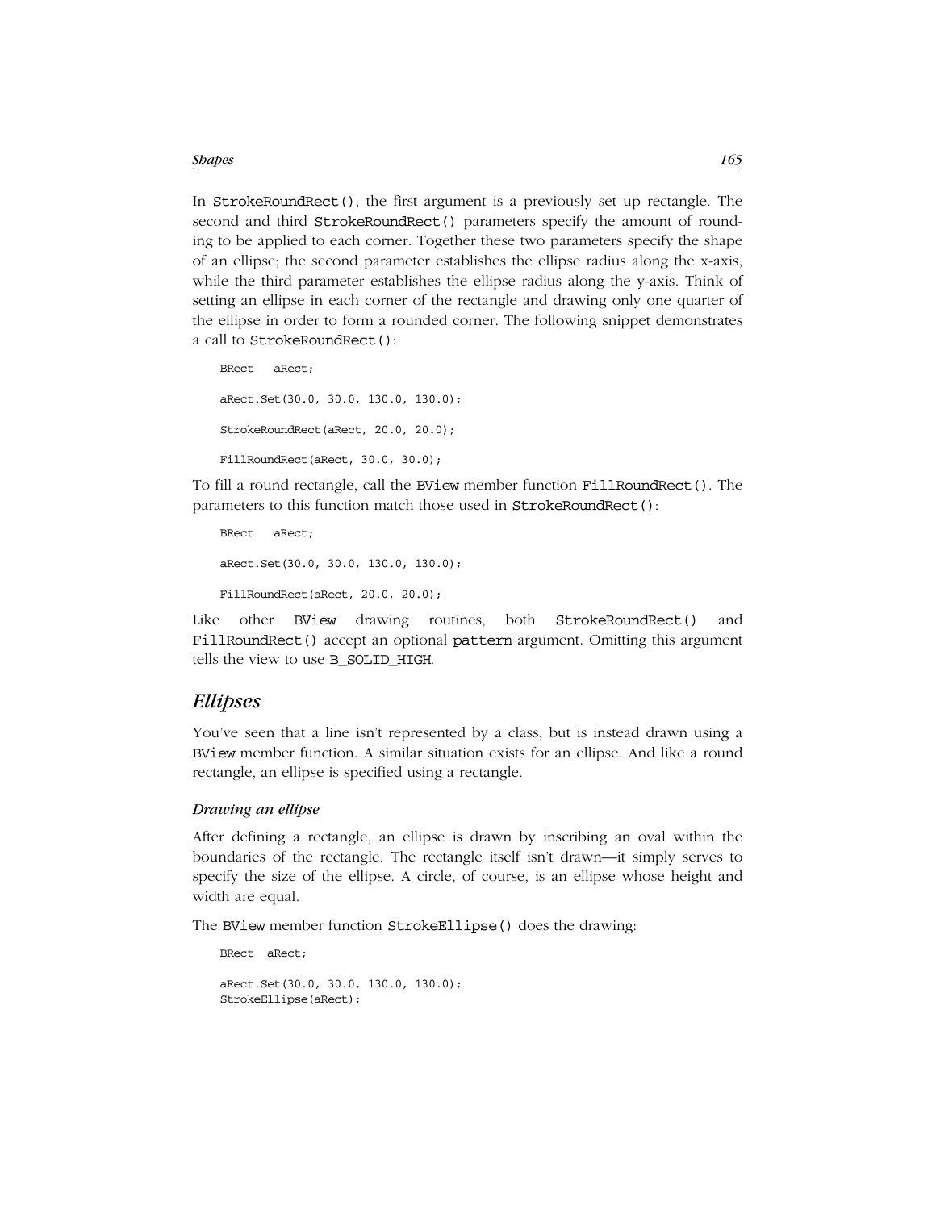In `StrokeRoundRect()`, the first argument is a previously set up rectangle. The second and third `StrokeRoundRect()` parameters specify the amount of rounding to be applied to each corner. Together these two parameters specify the shape of an ellipse; the second parameter establishes the ellipse radius along the x-axis, while the third parameter establishes the ellipse radius along the y-axis. Think of setting an ellipse in each corner of the rectangle and drawing only one quarter of the ellipse in order to form a rounded corner. The following snippet demonstrates a call to `StrokeRoundRect()`:

```
BRect   aRect;

aRect.Set(30.0, 30.0, 130.0, 130.0);

StrokeRoundRect(aRect, 20.0, 20.0);

FillRoundRect(aRect, 30.0, 30.0);
```

To fill a round rectangle, call the `BView` member function `FillRoundRect()`. The parameters to this function match those used in `StrokeRoundRect()`:

```
BRect   aRect;

aRect.Set(30.0, 30.0, 130.0, 130.0);

FillRoundRect(aRect, 20.0, 20.0);
```

Like other `BView` drawing routines, both `StrokeRoundRect()` and `FillRoundRect()` accept an optional `pattern` argument. Omitting this argument tells the view to use `B_SOLID_HIGH`.

## *Ellipses*

You've seen that a line isn't represented by a class, but is instead drawn using a `BView` member function. A similar situation exists for an ellipse. And like a round rectangle, an ellipse is specified using a rectangle.

### *Drawing an ellipse*

After defining a rectangle, an ellipse is drawn by inscribing an oval within the boundaries of the rectangle. The rectangle itself isn't drawn—it simply serves to specify the size of the ellipse. A circle, of course, is an ellipse whose height and width are equal.

The `BView` member function `StrokeEllipse()` does the drawing:

```
BRect  aRect;

aRect.Set(30.0, 30.0, 130.0, 130.0);
StrokeEllipse(aRect);
```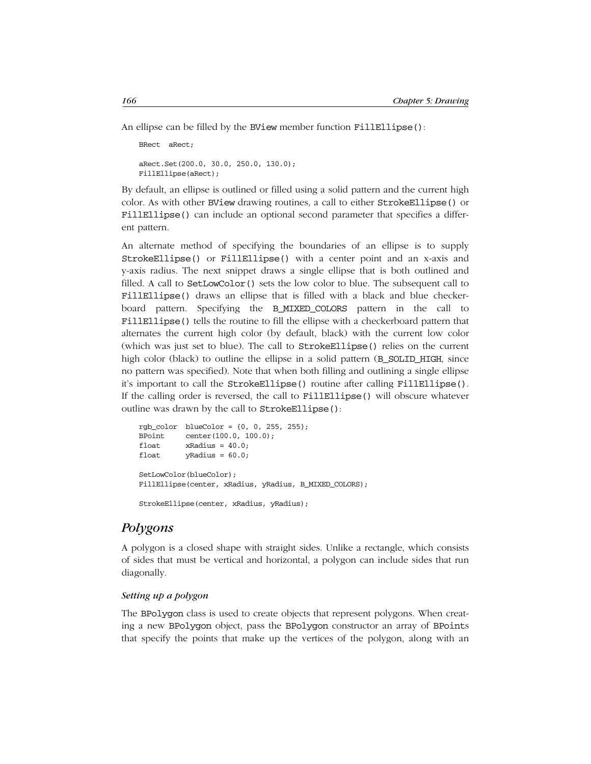An ellipse can be filled by the BView member function FillEllipse():

```
BRect  aRect;

aRect.Set(200.0, 30.0, 250.0, 130.0);
FillEllipse(aRect);
```

By default, an ellipse is outlined or filled using a solid pattern and the current high color. As with other BView drawing routines, a call to either StrokeEllipse() or FillEllipse() can include an optional second parameter that specifies a different pattern.

An alternate method of specifying the boundaries of an ellipse is to supply StrokeEllipse() or FillEllipse() with a center point and an x-axis and y-axis radius. The next snippet draws a single ellipse that is both outlined and filled. A call to SetLowColor() sets the low color to blue. The subsequent call to FillEllipse() draws an ellipse that is filled with a black and blue checkerboard pattern. Specifying the B_MIXED_COLORS pattern in the call to FillEllipse() tells the routine to fill the ellipse with a checkerboard pattern that alternates the current high color (by default, black) with the current low color (which was just set to blue). The call to StrokeEllipse() relies on the current high color (black) to outline the ellipse in a solid pattern (B_SOLID_HIGH, since no pattern was specified). Note that when both filling and outlining a single ellipse it's important to call the StrokeEllipse() routine after calling FillEllipse(). If the calling order is reversed, the call to FillEllipse() will obscure whatever outline was drawn by the call to StrokeEllipse():

```
rgb_color  blueColor = {0, 0, 255, 255};
BPoint     center(100.0, 100.0);
float      xRadius = 40.0;
float      yRadius = 60.0;

SetLowColor(blueColor);
FillEllipse(center, xRadius, yRadius, B_MIXED_COLORS);

StrokeEllipse(center, xRadius, yRadius);
```

## *Polygons*

A polygon is a closed shape with straight sides. Unlike a rectangle, which consists of sides that must be vertical and horizontal, a polygon can include sides that run diagonally.

#### *Setting up a polygon*

The BPolygon class is used to create objects that represent polygons. When creating a new BPolygon object, pass the BPolygon constructor an array of BPoints that specify the points that make up the vertices of the polygon, along with an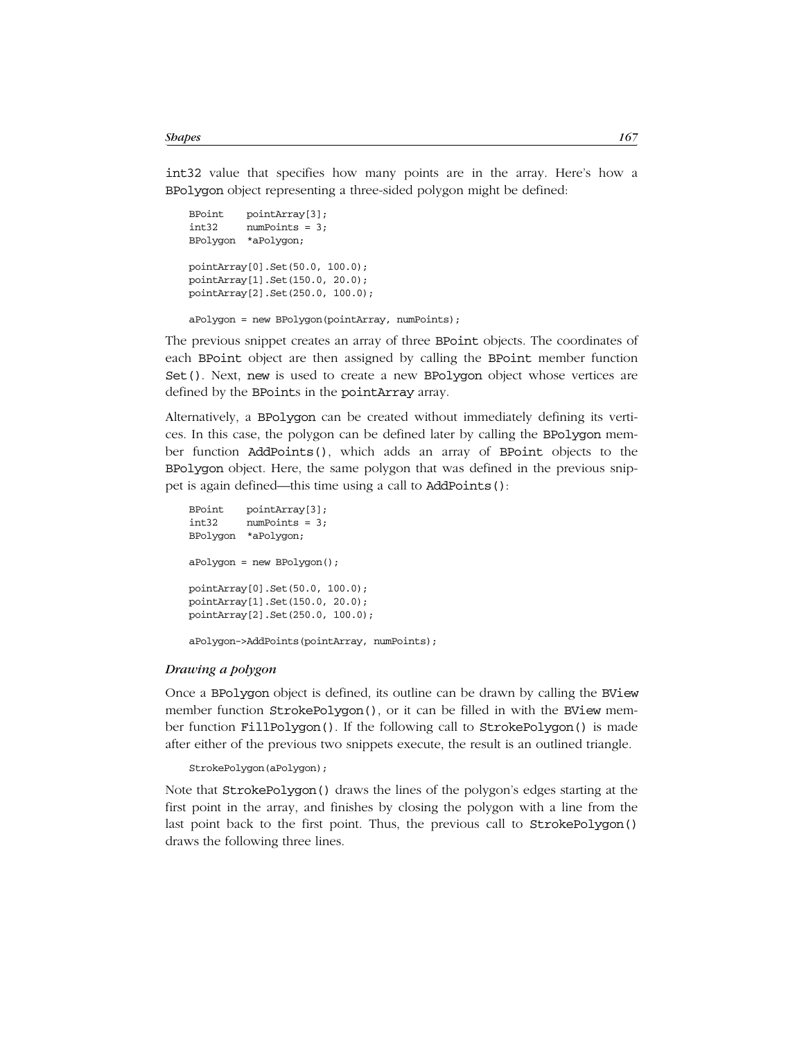int32 value that specifies how many points are in the array. Here's how a BPolygon object representing a three-sided polygon might be defined:

```
BPoint    pointArray[3];
int32     numPoints = 3;
BPolygon  *aPolygon;

pointArray[0].Set(50.0, 100.0);
pointArray[1].Set(150.0, 20.0);
pointArray[2].Set(250.0, 100.0);

aPolygon = new BPolygon(pointArray, numPoints);
```

The previous snippet creates an array of three BPoint objects. The coordinates of each BPoint object are then assigned by calling the BPoint member function Set(). Next, new is used to create a new BPolygon object whose vertices are defined by the BPoints in the pointArray array.

Alternatively, a BPolygon can be created without immediately defining its vertices. In this case, the polygon can be defined later by calling the BPolygon member function AddPoints(), which adds an array of BPoint objects to the BPolygon object. Here, the same polygon that was defined in the previous snippet is again defined—this time using a call to AddPoints():

```
BPoint    pointArray[3];
int32     numPoints = 3;
BPolygon  *aPolygon;

aPolygon = new BPolygon();

pointArray[0].Set(50.0, 100.0);
pointArray[1].Set(150.0, 20.0);
pointArray[2].Set(250.0, 100.0);

aPolygon->AddPoints(pointArray, numPoints);
```

### *Drawing a polygon*

Once a BPolygon object is defined, its outline can be drawn by calling the BView member function StrokePolygon(), or it can be filled in with the BView member function FillPolygon(). If the following call to StrokePolygon() is made after either of the previous two snippets execute, the result is an outlined triangle.

```
StrokePolygon(aPolygon);
```

Note that StrokePolygon() draws the lines of the polygon's edges starting at the first point in the array, and finishes by closing the polygon with a line from the last point back to the first point. Thus, the previous call to StrokePolygon() draws the following three lines.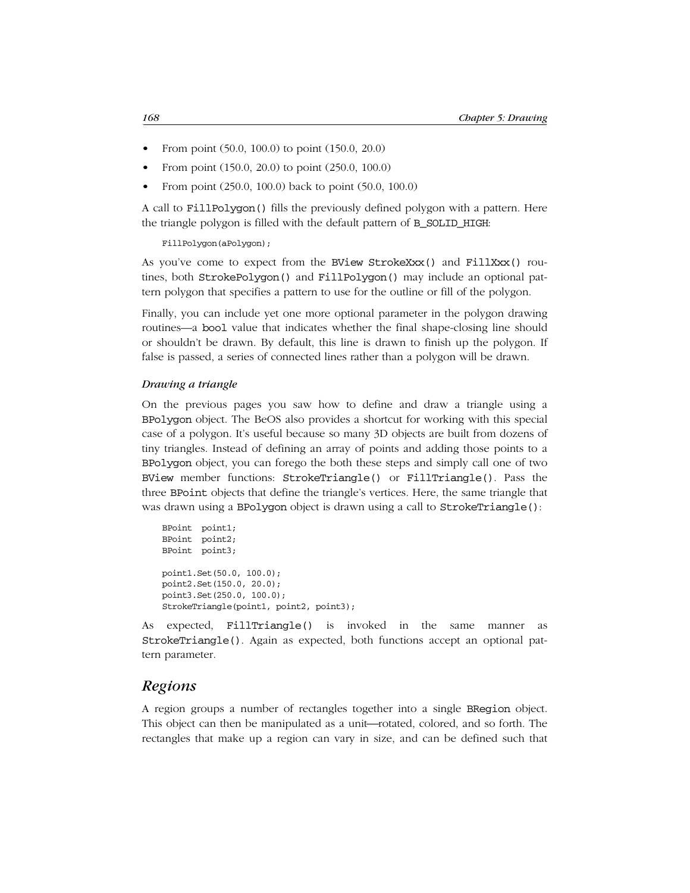- From point (50.0, 100.0) to point (150.0, 20.0)
- From point (150.0, 20.0) to point (250.0, 100.0)
- From point (250.0, 100.0) back to point (50.0, 100.0)

A call to FillPolygon() fills the previously defined polygon with a pattern. Here the triangle polygon is filled with the default pattern of B_SOLID_HIGH:

```
FillPolygon(aPolygon);
```

As you've come to expect from the BView StrokeXxx() and FillXxx() routines, both StrokePolygon() and FillPolygon() may include an optional pattern polygon that specifies a pattern to use for the outline or fill of the polygon.

Finally, you can include yet one more optional parameter in the polygon drawing routines—a bool value that indicates whether the final shape-closing line should or shouldn't be drawn. By default, this line is drawn to finish up the polygon. If false is passed, a series of connected lines rather than a polygon will be drawn.

#### *Drawing a triangle*

On the previous pages you saw how to define and draw a triangle using a BPolygon object. The BeOS also provides a shortcut for working with this special case of a polygon. It's useful because so many 3D objects are built from dozens of tiny triangles. Instead of defining an array of points and adding those points to a BPolygon object, you can forego the both these steps and simply call one of two BView member functions: StrokeTriangle() or FillTriangle(). Pass the three BPoint objects that define the triangle's vertices. Here, the same triangle that was drawn using a BPolygon object is drawn using a call to StrokeTriangle():

```
BPoint  point1;
BPoint  point2;
BPoint  point3;

point1.Set(50.0, 100.0);
point2.Set(150.0, 20.0);
point3.Set(250.0, 100.0);
StrokeTriangle(point1, point2, point3);
```

As expected, FillTriangle() is invoked in the same manner as StrokeTriangle(). Again as expected, both functions accept an optional pattern parameter.

## *Regions*

A region groups a number of rectangles together into a single BRegion object. This object can then be manipulated as a unit—rotated, colored, and so forth. The rectangles that make up a region can vary in size, and can be defined such that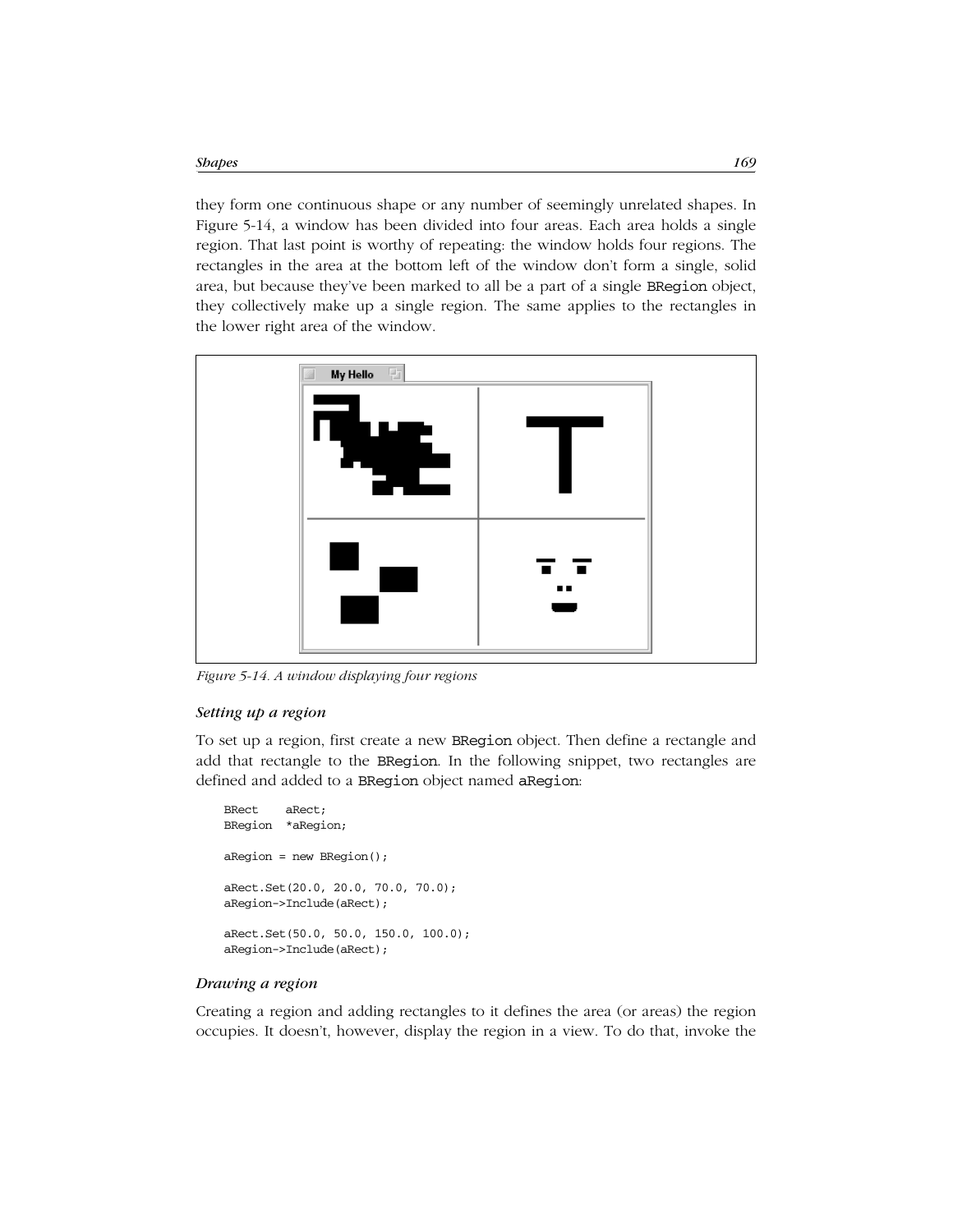they form one continuous shape or any number of seemingly unrelated shapes. In Figure 5-14, a window has been divided into four areas. Each area holds a single region. That last point is worthy of repeating: the window holds four regions. The rectangles in the area at the bottom left of the window don't form a single, solid area, but because they've been marked to all be a part of a single BRegion object, they collectively make up a single region. The same applies to the rectangles in the lower right area of the window.

*Figure 5-14. A window displaying four regions*

### *Setting up a region*

To set up a region, first create a new BRegion object. Then define a rectangle and add that rectangle to the BRegion. In the following snippet, two rectangles are defined and added to a BRegion object named aRegion:

```
BRect    aRect;
BRegion  *aRegion;

aRegion = new BRegion();

aRect.Set(20.0, 20.0, 70.0, 70.0);
aRegion->Include(aRect);

aRect.Set(50.0, 50.0, 150.0, 100.0);
aRegion->Include(aRect);
```

### *Drawing a region*

Creating a region and adding rectangles to it defines the area (or areas) the region occupies. It doesn't, however, display the region in a view. To do that, invoke the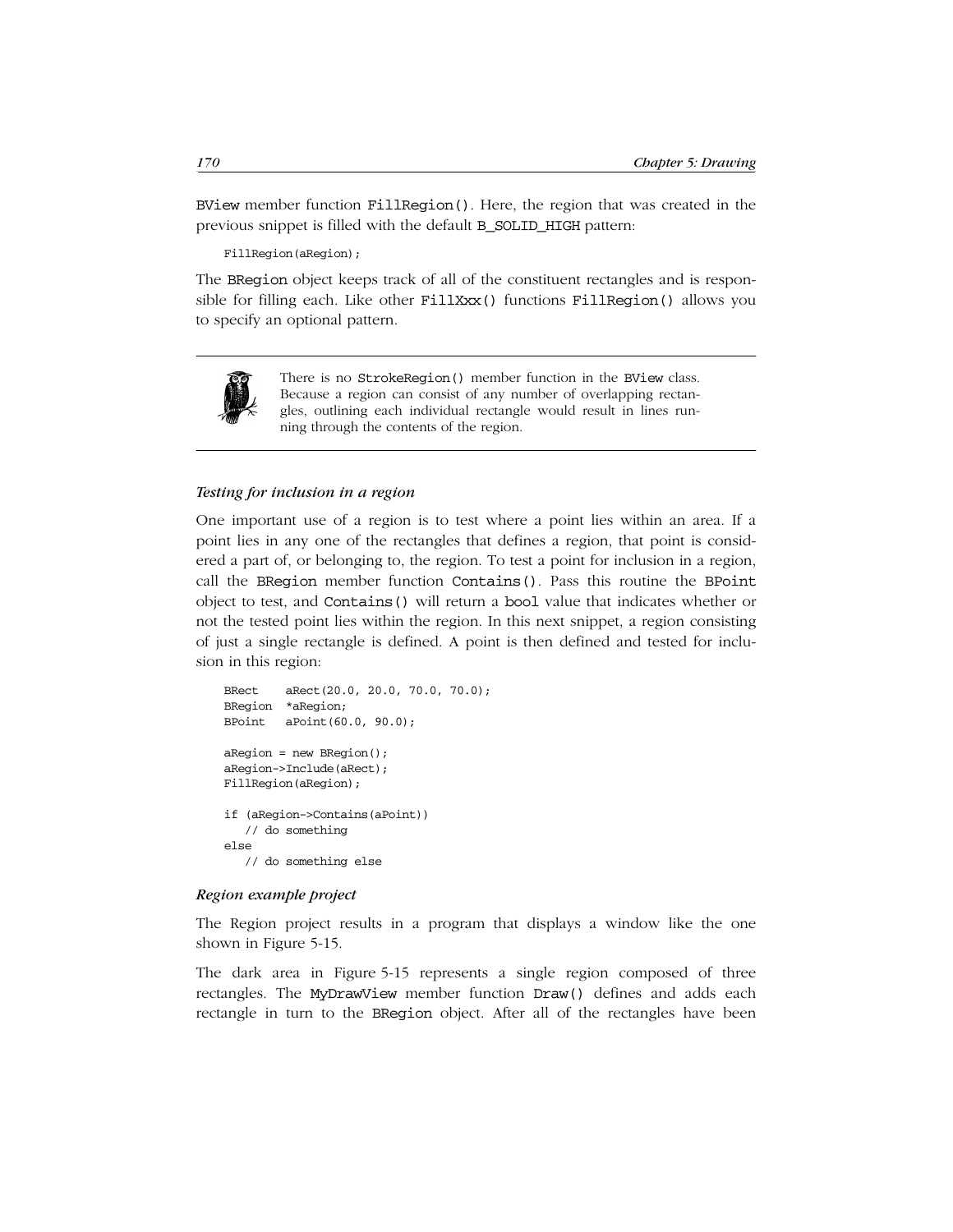BView member function FillRegion(). Here, the region that was created in the previous snippet is filled with the default B_SOLID_HIGH pattern:

```
FillRegion(aRegion);
```

The BRegion object keeps track of all of the constituent rectangles and is responsible for filling each. Like other FillXxx() functions FillRegion() allows you to specify an optional pattern.

> There is no StrokeRegion() member function in the BView class. Because a region can consist of any number of overlapping rectangles, outlining each individual rectangle would result in lines running through the contents of the region.

#### *Testing for inclusion in a region*

One important use of a region is to test where a point lies within an area. If a point lies in any one of the rectangles that defines a region, that point is considered a part of, or belonging to, the region. To test a point for inclusion in a region, call the BRegion member function Contains(). Pass this routine the BPoint object to test, and Contains() will return a bool value that indicates whether or not the tested point lies within the region. In this next snippet, a region consisting of just a single rectangle is defined. A point is then defined and tested for inclusion in this region:

```
BRect    aRect(20.0, 20.0, 70.0, 70.0);
BRegion  *aRegion;
BPoint   aPoint(60.0, 90.0);

aRegion = new BRegion();
aRegion->Include(aRect);
FillRegion(aRegion);

if (aRegion->Contains(aPoint))
   // do something
else
   // do something else
```

#### *Region example project*

The Region project results in a program that displays a window like the one shown in Figure 5-15.

The dark area in Figure 5-15 represents a single region composed of three rectangles. The MyDrawView member function Draw() defines and adds each rectangle in turn to the BRegion object. After all of the rectangles have been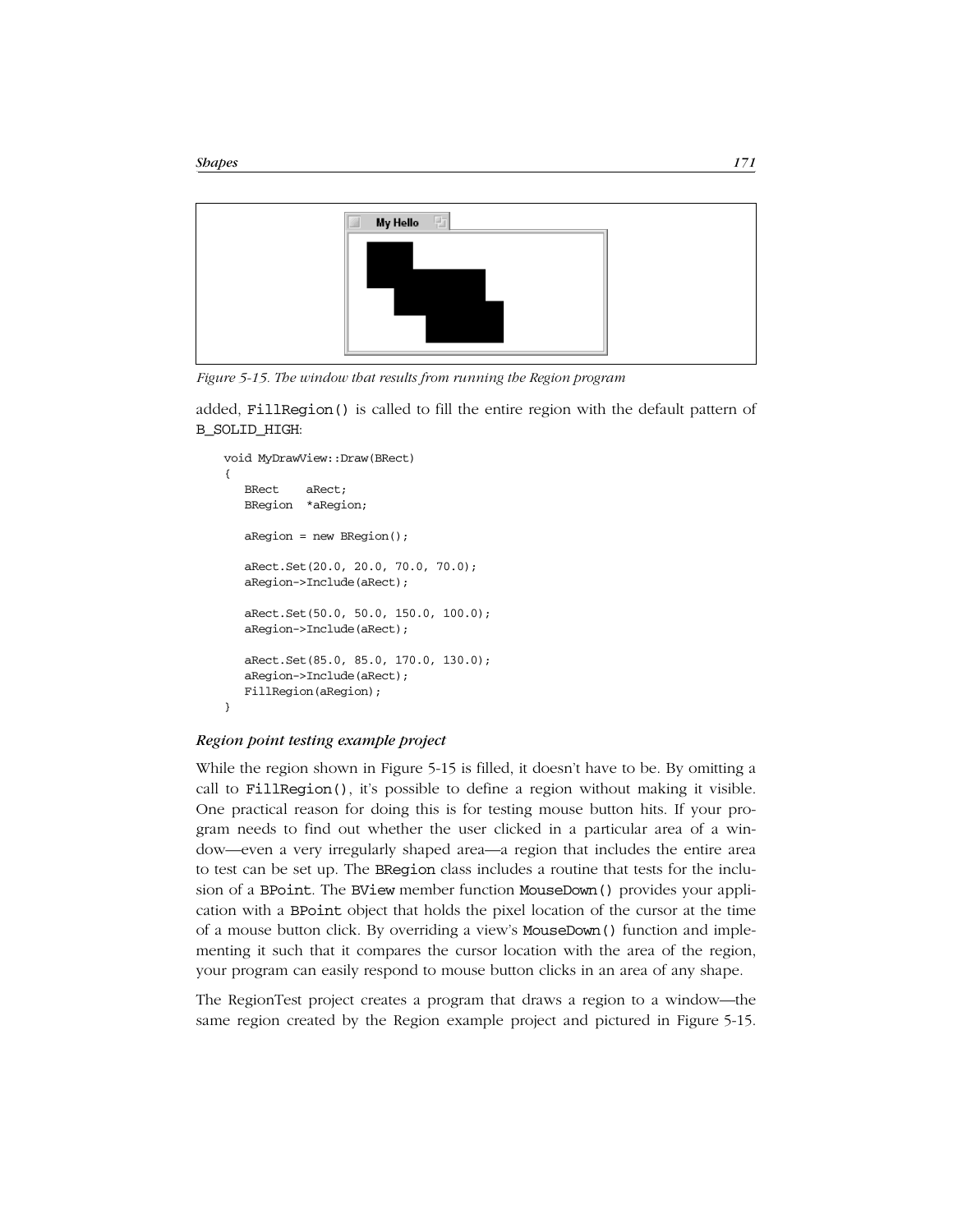*Figure 5-15. The window that results from running the Region program*

added, `FillRegion()` is called to fill the entire region with the default pattern of B_SOLID_HIGH:

```
void MyDrawView::Draw(BRect)
{
   BRect    aRect;
   BRegion  *aRegion;

   aRegion = new BRegion();

   aRect.Set(20.0, 20.0, 70.0, 70.0);
   aRegion->Include(aRect);

   aRect.Set(50.0, 50.0, 150.0, 100.0);
   aRegion->Include(aRect);

   aRect.Set(85.0, 85.0, 170.0, 130.0);
   aRegion->Include(aRect);
   FillRegion(aRegion);
}
```

### *Region point testing example project*

While the region shown in Figure 5-15 is filled, it doesn't have to be. By omitting a call to `FillRegion()`, it's possible to define a region without making it visible. One practical reason for doing this is for testing mouse button hits. If your program needs to find out whether the user clicked in a particular area of a window—even a very irregularly shaped area—a region that includes the entire area to test can be set up. The `BRegion` class includes a routine that tests for the inclusion of a `BPoint`. The `BView` member function `MouseDown()` provides your application with a `BPoint` object that holds the pixel location of the cursor at the time of a mouse button click. By overriding a view's `MouseDown()` function and implementing it such that it compares the cursor location with the area of the region, your program can easily respond to mouse button clicks in an area of any shape.

The RegionTest project creates a program that draws a region to a window—the same region created by the Region example project and pictured in Figure 5-15.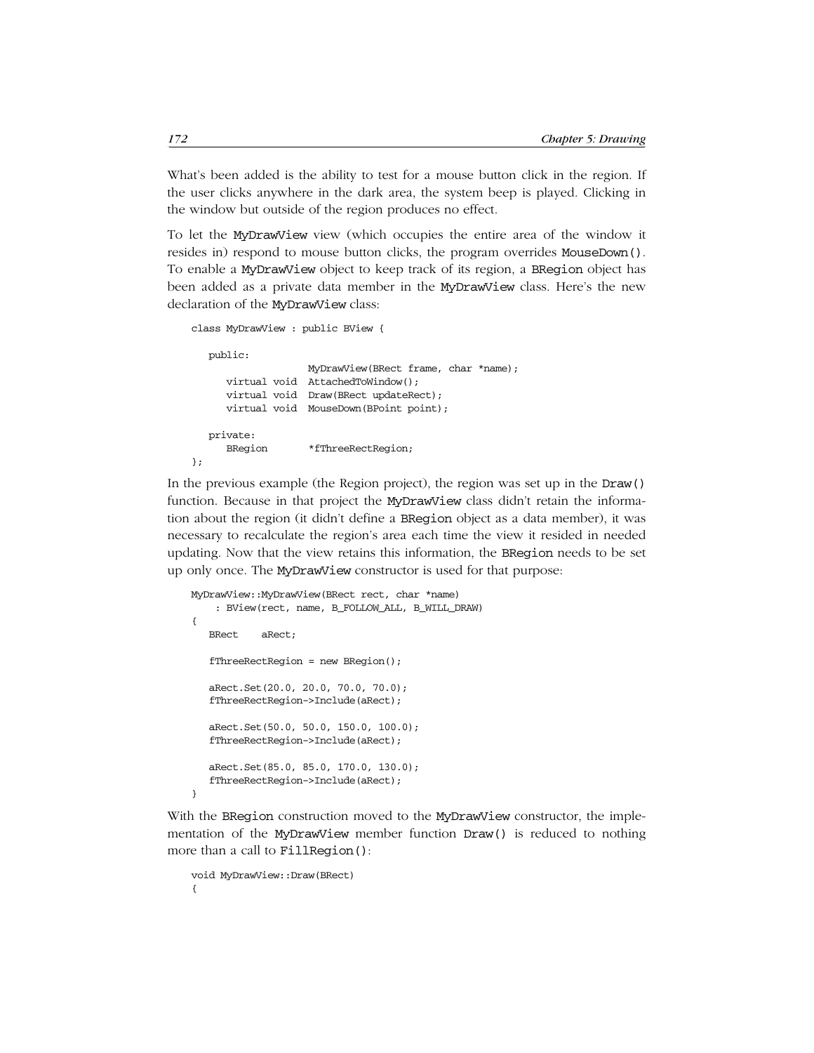What's been added is the ability to test for a mouse button click in the region. If the user clicks anywhere in the dark area, the system beep is played. Clicking in the window but outside of the region produces no effect.

To let the MyDrawView view (which occupies the entire area of the window it resides in) respond to mouse button clicks, the program overrides MouseDown(). To enable a MyDrawView object to keep track of its region, a BRegion object has been added as a private data member in the MyDrawView class. Here's the new declaration of the MyDrawView class:

```
class MyDrawView : public BView {

   public:
                    MyDrawView(BRect frame, char *name);
      virtual void  AttachedToWindow();
      virtual void  Draw(BRect updateRect);
      virtual void  MouseDown(BPoint point);

   private:
      BRegion       *fThreeRectRegion;
};
```

In the previous example (the Region project), the region was set up in the Draw() function. Because in that project the MyDrawView class didn't retain the information about the region (it didn't define a BRegion object as a data member), it was necessary to recalculate the region's area each time the view it resided in needed updating. Now that the view retains this information, the BRegion needs to be set up only once. The MyDrawView constructor is used for that purpose:

```
MyDrawView::MyDrawView(BRect rect, char *name)
    : BView(rect, name, B_FOLLOW_ALL, B_WILL_DRAW)
{
   BRect    aRect;

   fThreeRectRegion = new BRegion();

   aRect.Set(20.0, 20.0, 70.0, 70.0);
   fThreeRectRegion->Include(aRect);

   aRect.Set(50.0, 50.0, 150.0, 100.0);
   fThreeRectRegion->Include(aRect);

   aRect.Set(85.0, 85.0, 170.0, 130.0);
   fThreeRectRegion->Include(aRect);
}
```

With the BRegion construction moved to the MyDrawView constructor, the implementation of the MyDrawView member function Draw() is reduced to nothing more than a call to FillRegion():

```
void MyDrawView::Draw(BRect)
{
```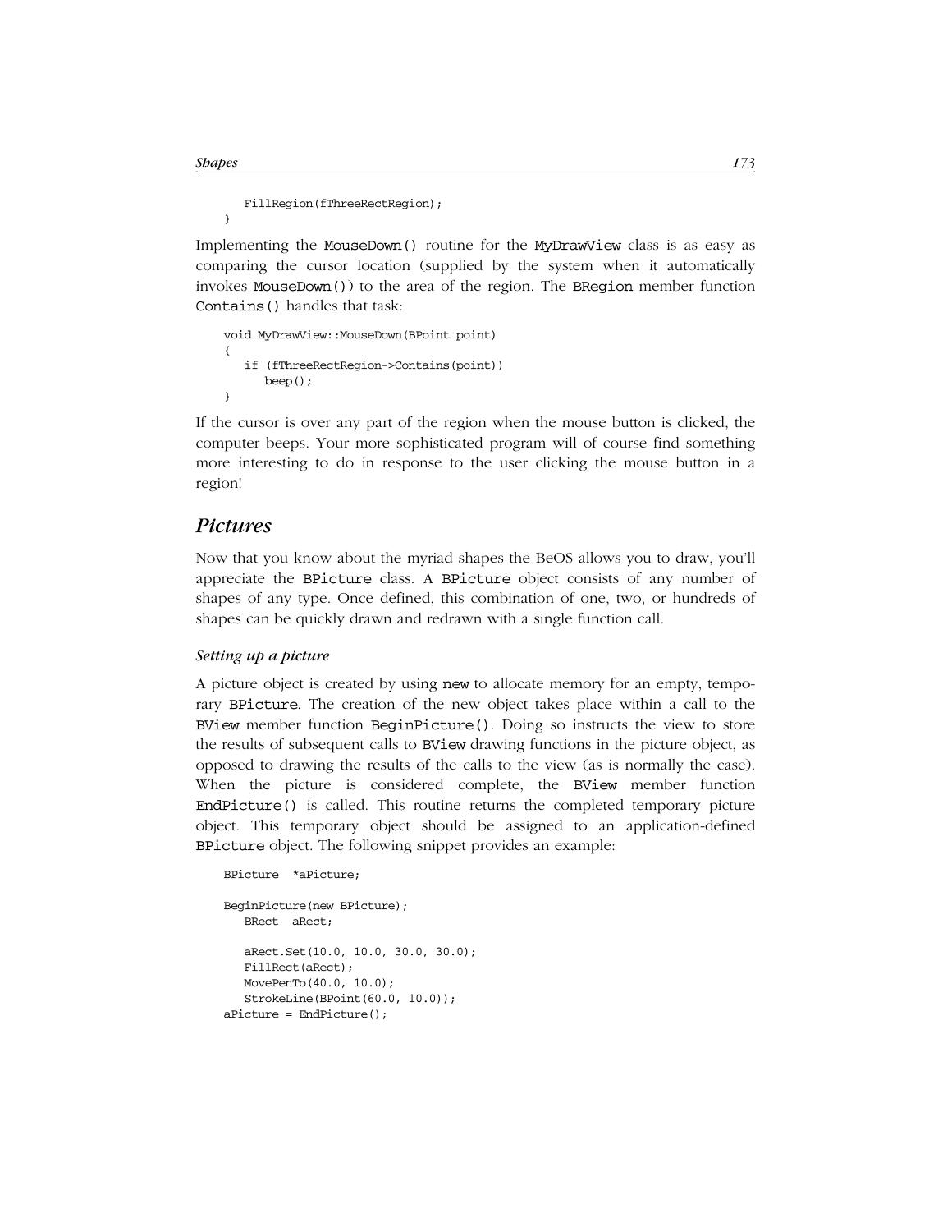```
    FillRegion(fThreeRectRegion);
}
```

Implementing the `MouseDown()` routine for the `MyDrawView` class is as easy as comparing the cursor location (supplied by the system when it automatically invokes `MouseDown()`) to the area of the region. The `BRegion` member function `Contains()` handles that task:

```
void MyDrawView::MouseDown(BPoint point)
{
   if (fThreeRectRegion->Contains(point))
      beep();
}
```

If the cursor is over any part of the region when the mouse button is clicked, the computer beeps. Your more sophisticated program will of course find something more interesting to do in response to the user clicking the mouse button in a region!

## Pictures

Now that you know about the myriad shapes the BeOS allows you to draw, you'll appreciate the `BPicture` class. A `BPicture` object consists of any number of shapes of any type. Once defined, this combination of one, two, or hundreds of shapes can be quickly drawn and redrawn with a single function call.

### *Setting up a picture*

A picture object is created by using `new` to allocate memory for an empty, temporary `BPicture`. The creation of the new object takes place within a call to the `BView` member function `BeginPicture()`. Doing so instructs the view to store the results of subsequent calls to `BView` drawing functions in the picture object, as opposed to drawing the results of the calls to the view (as is normally the case). When the picture is considered complete, the `BView` member function `EndPicture()` is called. This routine returns the completed temporary picture object. This temporary object should be assigned to an application-defined `BPicture` object. The following snippet provides an example:

```
BPicture  *aPicture;

BeginPicture(new BPicture);
   BRect  aRect;

   aRect.Set(10.0, 10.0, 30.0, 30.0);
   FillRect(aRect);
   MovePenTo(40.0, 10.0);
   StrokeLine(BPoint(60.0, 10.0));
aPicture = EndPicture();
```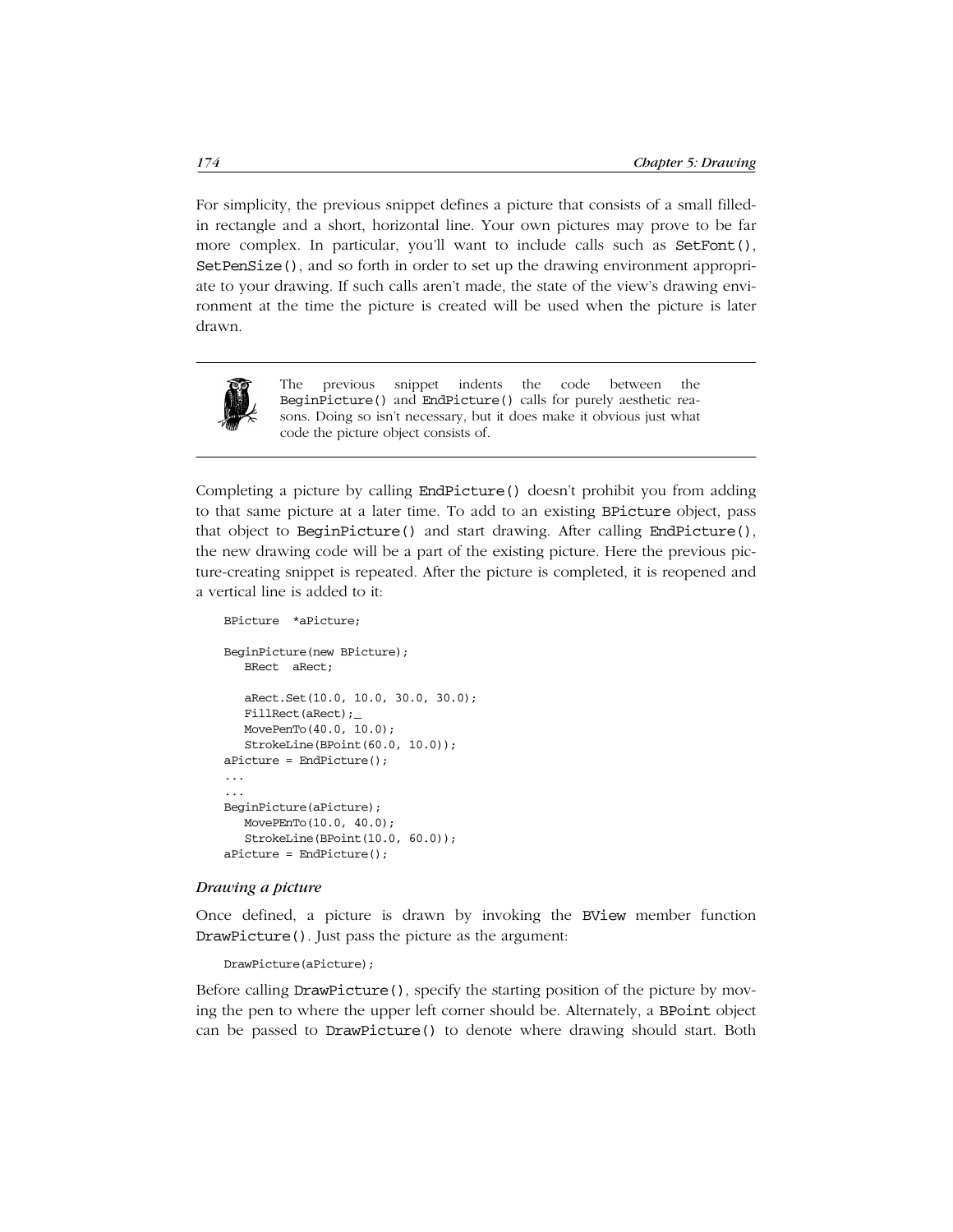For simplicity, the previous snippet defines a picture that consists of a small filled-in rectangle and a short, horizontal line. Your own pictures may prove to be far more complex. In particular, you'll want to include calls such as `SetFont()`, `SetPenSize()`, and so forth in order to set up the drawing environment appropriate to your drawing. If such calls aren't made, the state of the view's drawing environment at the time the picture is created will be used when the picture is later drawn.

> The previous snippet indents the code between the `BeginPicture()` and `EndPicture()` calls for purely aesthetic reasons. Doing so isn't necessary, but it does make it obvious just what code the picture object consists of.

Completing a picture by calling `EndPicture()` doesn't prohibit you from adding to that same picture at a later time. To add to an existing `BPicture` object, pass that object to `BeginPicture()` and start drawing. After calling `EndPicture()`, the new drawing code will be a part of the existing picture. Here the previous picture-creating snippet is repeated. After the picture is completed, it is reopened and a vertical line is added to it:

```
BPicture  *aPicture;

BeginPicture(new BPicture);
   BRect  aRect;

   aRect.Set(10.0, 10.0, 30.0, 30.0);
   FillRect(aRect);_
   MovePenTo(40.0, 10.0);
   StrokeLine(BPoint(60.0, 10.0));
aPicture = EndPicture();
...
...
BeginPicture(aPicture);
   MovePEnTo(10.0, 40.0);
   StrokeLine(BPoint(10.0, 60.0));
aPicture = EndPicture();
```

#### *Drawing a picture*

Once defined, a picture is drawn by invoking the `BView` member function `DrawPicture()`. Just pass the picture as the argument:

```
DrawPicture(aPicture);
```

Before calling `DrawPicture()`, specify the starting position of the picture by moving the pen to where the upper left corner should be. Alternately, a `BPoint` object can be passed to `DrawPicture()` to denote where drawing should start. Both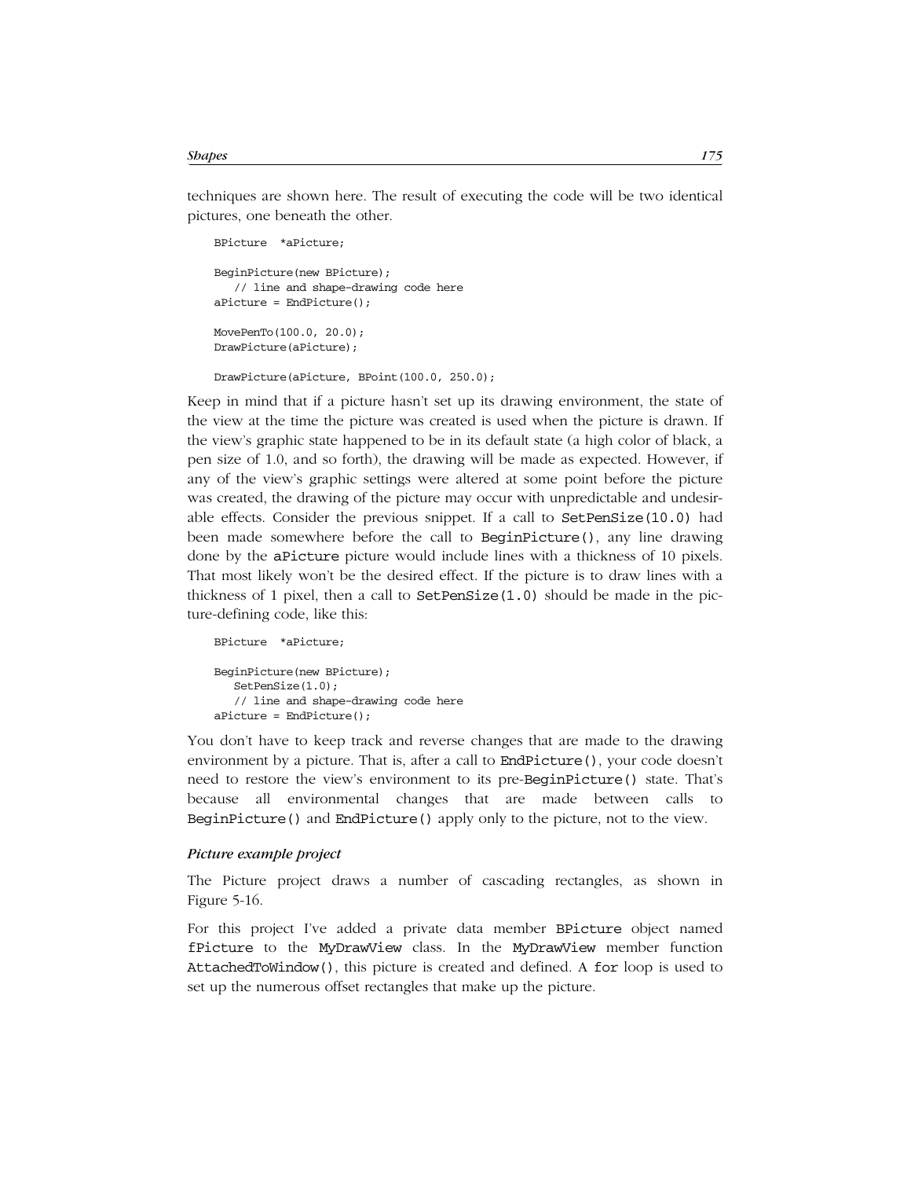techniques are shown here. The result of executing the code will be two identical pictures, one beneath the other.

```
BPicture  *aPicture;

BeginPicture(new BPicture);
   // line and shape-drawing code here
aPicture = EndPicture();

MovePenTo(100.0, 20.0);
DrawPicture(aPicture);

DrawPicture(aPicture, BPoint(100.0, 250.0);
```

Keep in mind that if a picture hasn't set up its drawing environment, the state of the view at the time the picture was created is used when the picture is drawn. If the view's graphic state happened to be in its default state (a high color of black, a pen size of 1.0, and so forth), the drawing will be made as expected. However, if any of the view's graphic settings were altered at some point before the picture was created, the drawing of the picture may occur with unpredictable and undesirable effects. Consider the previous snippet. If a call to `SetPenSize(10.0)` had been made somewhere before the call to `BeginPicture()`, any line drawing done by the `aPicture` picture would include lines with a thickness of 10 pixels. That most likely won't be the desired effect. If the picture is to draw lines with a thickness of 1 pixel, then a call to `SetPenSize(1.0)` should be made in the picture-defining code, like this:

```
BPicture  *aPicture;

BeginPicture(new BPicture);
   SetPenSize(1.0);
   // line and shape-drawing code here
aPicture = EndPicture();
```

You don't have to keep track and reverse changes that are made to the drawing environment by a picture. That is, after a call to `EndPicture()`, your code doesn't need to restore the view's environment to its pre-`BeginPicture()` state. That's because all environmental changes that are made between calls to `BeginPicture()` and `EndPicture()` apply only to the picture, not to the view.

#### *Picture example project*

The Picture project draws a number of cascading rectangles, as shown in Figure 5-16.

For this project I've added a private data member `BPicture` object named `fPicture` to the `MyDrawView` class. In the `MyDrawView` member function `AttachedToWindow()`, this picture is created and defined. A `for` loop is used to set up the numerous offset rectangles that make up the picture.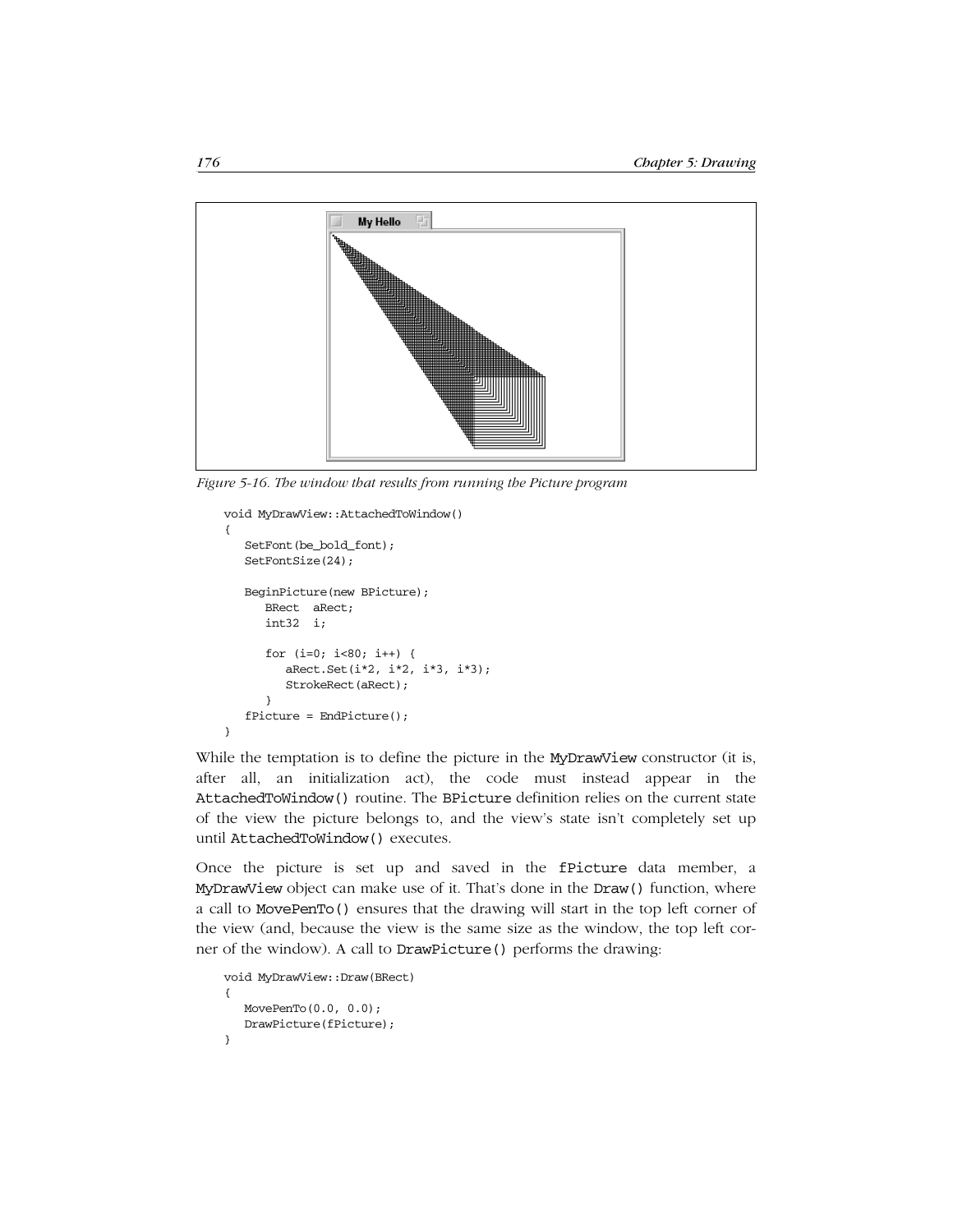Figure 5-16. The window that results from running the Picture program

```
void MyDrawView::AttachedToWindow()
{
   SetFont(be_bold_font);
   SetFontSize(24);

   BeginPicture(new BPicture);
      BRect  aRect;
      int32  i;

      for (i=0; i<80; i++) {
         aRect.Set(i*2, i*2, i*3, i*3);
         StrokeRect(aRect);
      }
   fPicture = EndPicture();
}
```

While the temptation is to define the picture in the `MyDrawView` constructor (it is, after all, an initialization act), the code must instead appear in the `AttachedToWindow()` routine. The `BPicture` definition relies on the current state of the view the picture belongs to, and the view's state isn't completely set up until `AttachedToWindow()` executes.

Once the picture is set up and saved in the `fPicture` data member, a `MyDrawView` object can make use of it. That's done in the `Draw()` function, where a call to `MovePenTo()` ensures that the drawing will start in the top left corner of the view (and, because the view is the same size as the window, the top left corner of the window). A call to `DrawPicture()` performs the drawing:

```
void MyDrawView::Draw(BRect)
{
   MovePenTo(0.0, 0.0);
   DrawPicture(fPicture);
}
```